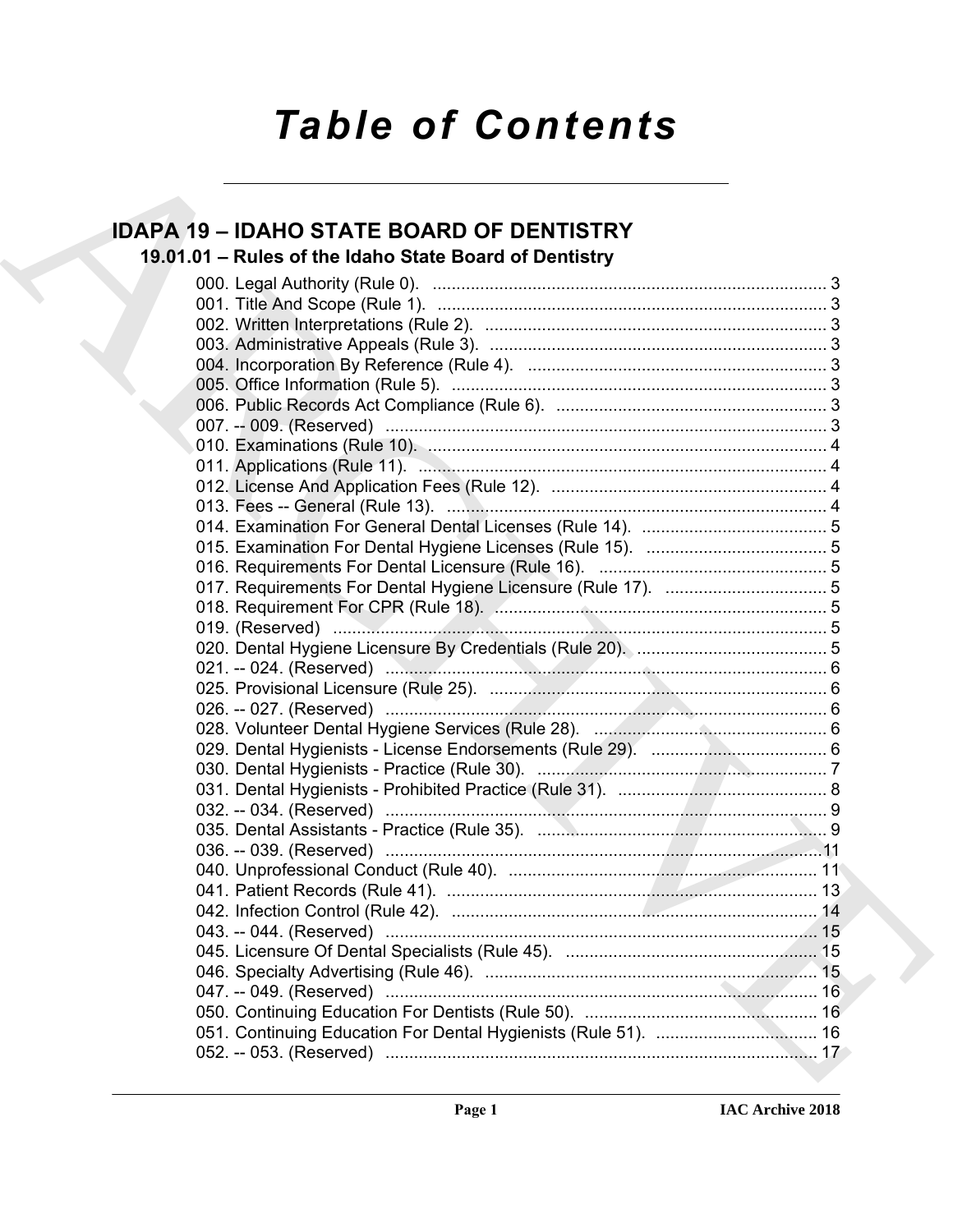# Table of Contents

## IDAPA 19 – IDAHO STATE BOARD OF DENTISTRY

### 19.01.01 – Rules of the Idaho State Board of Dentistry

000. Legal Authority (Rule 0). ... 3
001. Title And Scope (Rule 1). ... 3
002. Written Interpretations (Rule 2). ... 3
003. Administrative Appeals (Rule 3). ... 3
004. Incorporation By Reference (Rule 4). ... 3
005. Office Information (Rule 5). ... 3
006. Public Records Act Compliance (Rule 6). ... 3
007. -- 009. (Reserved) ... 3
010. Examinations (Rule 10). ... 4
011. Applications (Rule 11). ... 4
012. License And Application Fees (Rule 12). ... 4
013. Fees -- General (Rule 13). ... 4
014. Examination For General Dental Licenses (Rule 14). ... 5
015. Examination For Dental Hygiene Licenses (Rule 15). ... 5
016. Requirements For Dental Licensure (Rule 16). ... 5
017. Requirements For Dental Hygiene Licensure (Rule 17). ... 5
018. Requirement For CPR (Rule 18). ... 5
019. (Reserved) ... 5
020. Dental Hygiene Licensure By Credentials (Rule 20). ... 5
021. -- 024. (Reserved) ... 6
025. Provisional Licensure (Rule 25). ... 6
026. -- 027. (Reserved) ... 6
028. Volunteer Dental Hygiene Services (Rule 28). ... 6
029. Dental Hygienists - License Endorsements (Rule 29). ... 6
030. Dental Hygienists - Practice (Rule 30). ... 7
031. Dental Hygienists - Prohibited Practice (Rule 31). ... 8
032. -- 034. (Reserved) ... 9
035. Dental Assistants - Practice (Rule 35). ... 9
036. -- 039. (Reserved) ... 11
040. Unprofessional Conduct (Rule 40). ... 11
041. Patient Records (Rule 41). ... 13
042. Infection Control (Rule 42). ... 14
043. -- 044. (Reserved) ... 15
045. Licensure Of Dental Specialists (Rule 45). ... 15
046. Specialty Advertising (Rule 46). ... 15
047. -- 049. (Reserved) ... 16
050. Continuing Education For Dentists (Rule 50). ... 16
051. Continuing Education For Dental Hygienists (Rule 51). ... 16
052. -- 053. (Reserved) ... 17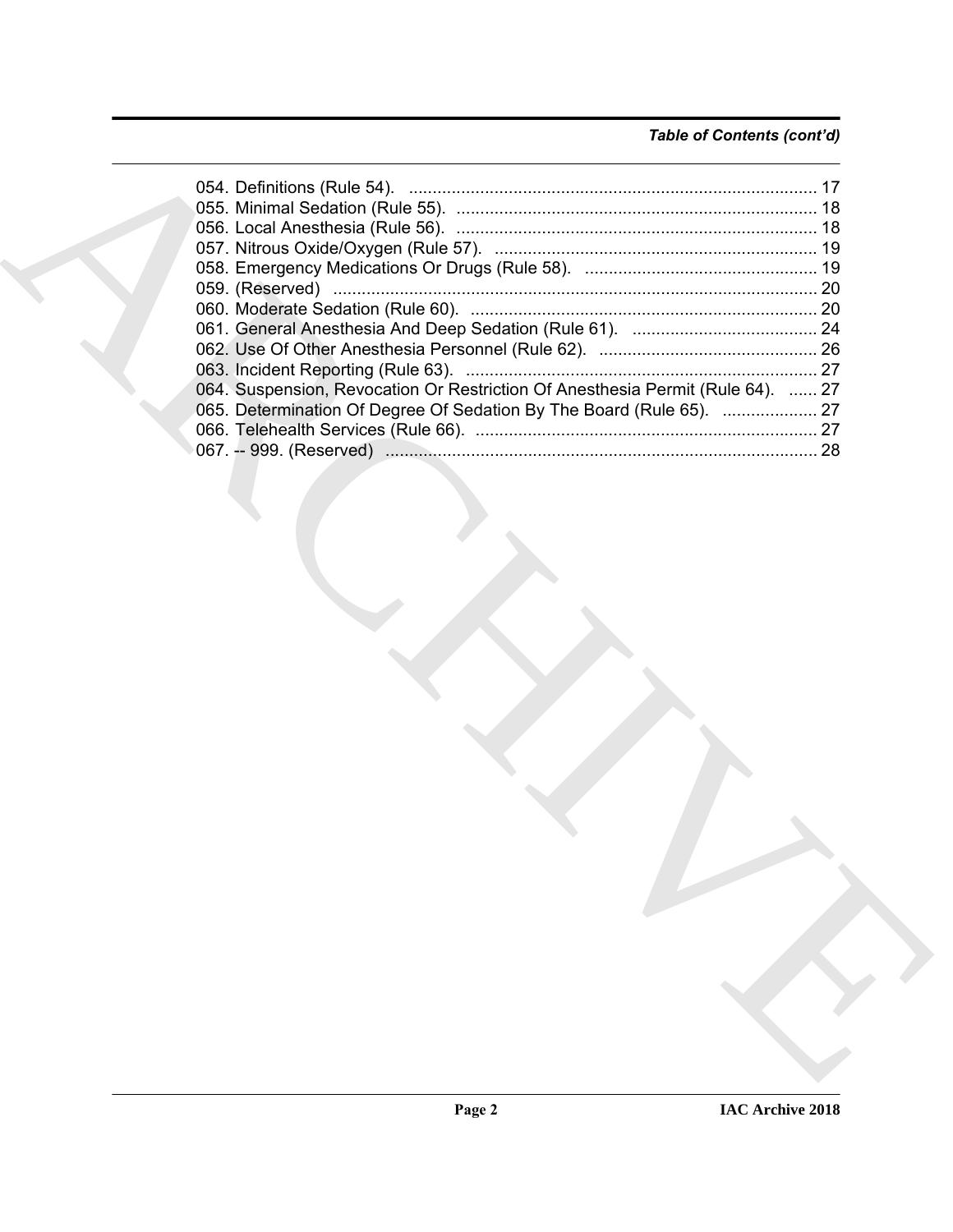*Table of Contents (cont'd)*

054. Definitions (Rule 54). ...................................................................................... 17
055. Minimal Sedation (Rule 55). ............................................................................ 18
056. Local Anesthesia (Rule 56). ............................................................................ 18
057. Nitrous Oxide/Oxygen (Rule 57). .................................................................... 19
058. Emergency Medications Or Drugs (Rule 58). ................................................. 19
059. (Reserved) ...................................................................................................... 20
060. Moderate Sedation (Rule 60). ......................................................................... 20
061. General Anesthesia And Deep Sedation (Rule 61). ....................................... 24
062. Use Of Other Anesthesia Personnel (Rule 62). .............................................. 26
063. Incident Reporting (Rule 63). .......................................................................... 27
064. Suspension, Revocation Or Restriction Of Anesthesia Permit (Rule 64). ...... 27
065. Determination Of Degree Of Sedation By The Board (Rule 65). .................... 27
066. Telehealth Services (Rule 66). ........................................................................ 27
067. -- 999. (Reserved) ........................................................................................... 28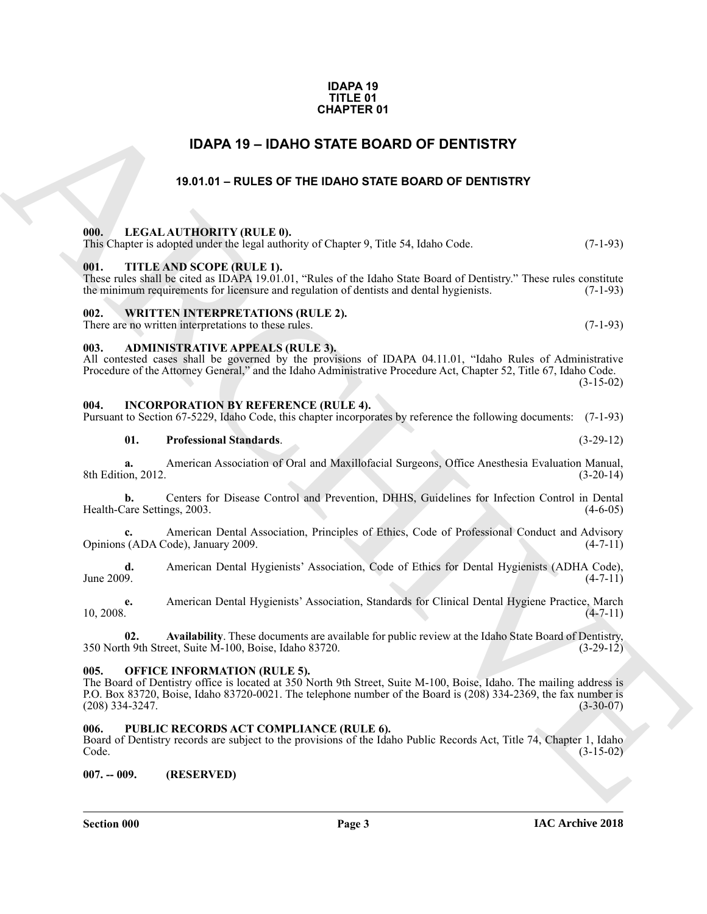**IDAPA 19**
**TITLE 01**
**CHAPTER 01**

# IDAPA 19 – IDAHO STATE BOARD OF DENTISTRY

## 19.01.01 – RULES OF THE IDAHO STATE BOARD OF DENTISTRY

**000. LEGAL AUTHORITY (RULE 0).**
This Chapter is adopted under the legal authority of Chapter 9, Title 54, Idaho Code. (7-1-93)

**001. TITLE AND SCOPE (RULE 1).**
These rules shall be cited as IDAPA 19.01.01, "Rules of the Idaho State Board of Dentistry." These rules constitute the minimum requirements for licensure and regulation of dentists and dental hygienists. (7-1-93)

**002. WRITTEN INTERPRETATIONS (RULE 2).**
There are no written interpretations to these rules. (7-1-93)

**003. ADMINISTRATIVE APPEALS (RULE 3).**
All contested cases shall be governed by the provisions of IDAPA 04.11.01, "Idaho Rules of Administrative Procedure of the Attorney General," and the Idaho Administrative Procedure Act, Chapter 52, Title 67, Idaho Code. (3-15-02)

**004. INCORPORATION BY REFERENCE (RULE 4).**
Pursuant to Section 67-5229, Idaho Code, this chapter incorporates by reference the following documents: (7-1-93)

**01. Professional Standards**. (3-29-12)

**a.** American Association of Oral and Maxillofacial Surgeons, Office Anesthesia Evaluation Manual, 8th Edition, 2012. (3-20-14)

**b.** Centers for Disease Control and Prevention, DHHS, Guidelines for Infection Control in Dental Health-Care Settings, 2003. (4-6-05)

**c.** American Dental Association, Principles of Ethics, Code of Professional Conduct and Advisory Opinions (ADA Code), January 2009. (4-7-11)

**d.** American Dental Hygienists' Association, Code of Ethics for Dental Hygienists (ADHA Code), June 2009. (4-7-11)

**e.** American Dental Hygienists' Association, Standards for Clinical Dental Hygiene Practice, March 10, 2008. (4-7-11)

**02. Availability**. These documents are available for public review at the Idaho State Board of Dentistry, 350 North 9th Street, Suite M-100, Boise, Idaho 83720. (3-29-12)

**005. OFFICE INFORMATION (RULE 5).**
The Board of Dentistry office is located at 350 North 9th Street, Suite M-100, Boise, Idaho. The mailing address is P.O. Box 83720, Boise, Idaho 83720-0021. The telephone number of the Board is (208) 334-2369, the fax number is (208) 334-3247. (3-30-07)

**006. PUBLIC RECORDS ACT COMPLIANCE (RULE 6).**
Board of Dentistry records are subject to the provisions of the Idaho Public Records Act, Title 74, Chapter 1, Idaho Code. (3-15-02)

**007. -- 009. (RESERVED)**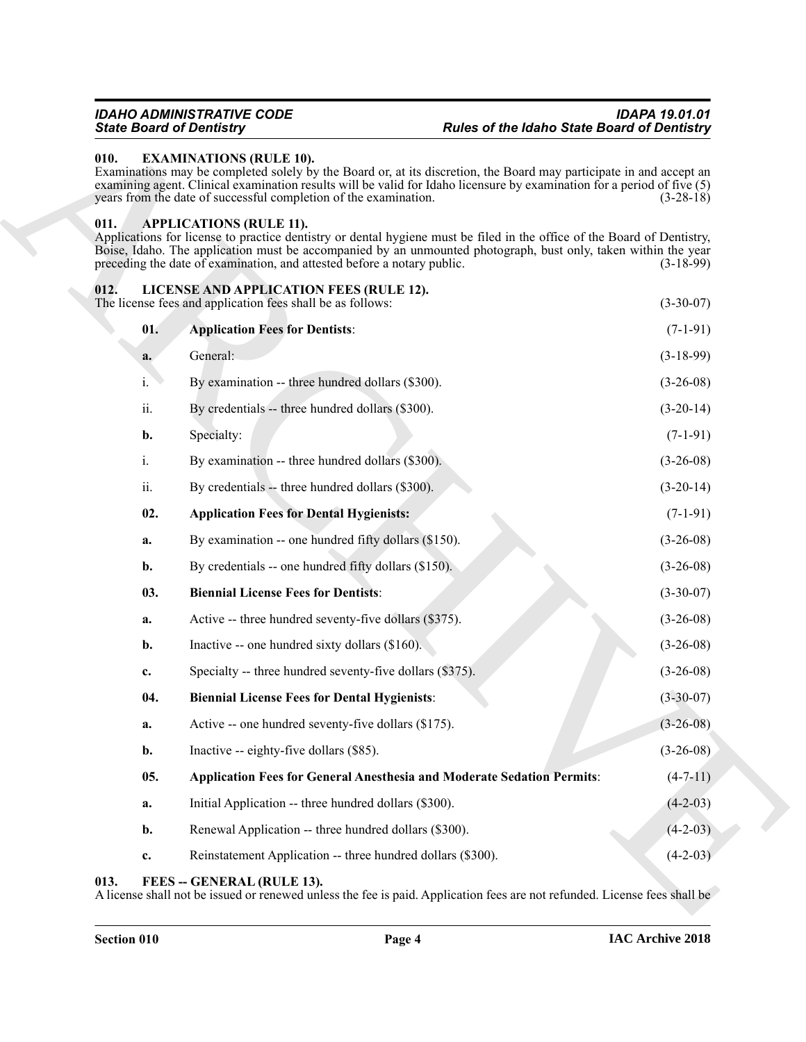### 010. EXAMINATIONS (RULE 10).

Examinations may be completed solely by the Board or, at its discretion, the Board may participate in and accept an examining agent. Clinical examination results will be valid for Idaho licensure by examination for a period of five (5) years from the date of successful completion of the examination. (3-28-18)

### 011. APPLICATIONS (RULE 11).

Applications for license to practice dentistry or dental hygiene must be filed in the office of the Board of Dentistry, Boise, Idaho. The application must be accompanied by an unmounted photograph, bust only, taken within the year preceding the date of examination, and attested before a notary public. (3-18-99)

### 012. LICENSE AND APPLICATION FEES (RULE 12).

The license fees and application fees shall be as follows: (3-30-07)

**01. Application Fees for Dentists**: (7-1-91)

**a.** General: (3-18-99)

i. By examination -- three hundred dollars ($300). (3-26-08)

ii. By credentials -- three hundred dollars ($300). (3-20-14)

**b.** Specialty: (7-1-91)

i. By examination -- three hundred dollars ($300). (3-26-08)

ii. By credentials -- three hundred dollars ($300). (3-20-14)

**02. Application Fees for Dental Hygienists:** (7-1-91)

**a.** By examination -- one hundred fifty dollars ($150). (3-26-08)

**b.** By credentials -- one hundred fifty dollars ($150). (3-26-08)

**03. Biennial License Fees for Dentists**: (3-30-07)

**a.** Active -- three hundred seventy-five dollars ($375). (3-26-08)

**b.** Inactive -- one hundred sixty dollars ($160). (3-26-08)

**c.** Specialty -- three hundred seventy-five dollars ($375). (3-26-08)

**04. Biennial License Fees for Dental Hygienists**: (3-30-07)

**a.** Active -- one hundred seventy-five dollars ($175). (3-26-08)

**b.** Inactive -- eighty-five dollars ($85). (3-26-08)

**05. Application Fees for General Anesthesia and Moderate Sedation Permits**: (4-7-11)

**a.** Initial Application -- three hundred dollars ($300). (4-2-03)

**b.** Renewal Application -- three hundred dollars ($300). (4-2-03)

**c.** Reinstatement Application -- three hundred dollars ($300). (4-2-03)

### 013. FEES -- GENERAL (RULE 13).

A license shall not be issued or renewed unless the fee is paid. Application fees are not refunded. License fees shall be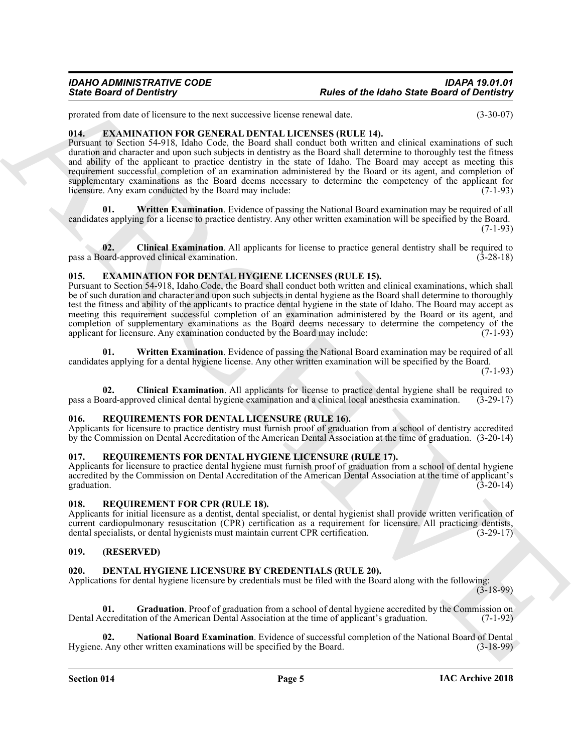prorated from date of licensure to the next successive license renewal date. (3-30-07)

### 014. EXAMINATION FOR GENERAL DENTAL LICENSES (RULE 14).

Pursuant to Section 54-918, Idaho Code, the Board shall conduct both written and clinical examinations of such duration and character and upon such subjects in dentistry as the Board shall determine to thoroughly test the fitness and ability of the applicant to practice dentistry in the state of Idaho. The Board may accept as meeting this requirement successful completion of an examination administered by the Board or its agent, and completion of supplementary examinations as the Board deems necessary to determine the competency of the applicant for licensure. Any exam conducted by the Board may include: (7-1-93)

**01. Written Examination**. Evidence of passing the National Board examination may be required of all candidates applying for a license to practice dentistry. Any other written examination will be specified by the Board. (7-1-93)

**02. Clinical Examination**. All applicants for license to practice general dentistry shall be required to pass a Board-approved clinical examination. (3-28-18)

### 015. EXAMINATION FOR DENTAL HYGIENE LICENSES (RULE 15).

Pursuant to Section 54-918, Idaho Code, the Board shall conduct both written and clinical examinations, which shall be of such duration and character and upon such subjects in dental hygiene as the Board shall determine to thoroughly test the fitness and ability of the applicants to practice dental hygiene in the state of Idaho. The Board may accept as meeting this requirement successful completion of an examination administered by the Board or its agent, and completion of supplementary examinations as the Board deems necessary to determine the competency of the applicant for licensure. Any examination conducted by the Board may include: (7-1-93)

**01. Written Examination**. Evidence of passing the National Board examination may be required of all candidates applying for a dental hygiene license. Any other written examination will be specified by the Board. (7-1-93)

**02. Clinical Examination**. All applicants for license to practice dental hygiene shall be required to pass a Board-approved clinical dental hygiene examination and a clinical local anesthesia examination. (3-29-17)

### 016. REQUIREMENTS FOR DENTAL LICENSURE (RULE 16).

Applicants for licensure to practice dentistry must furnish proof of graduation from a school of dentistry accredited by the Commission on Dental Accreditation of the American Dental Association at the time of graduation. (3-20-14)

### 017. REQUIREMENTS FOR DENTAL HYGIENE LICENSURE (RULE 17).

Applicants for licensure to practice dental hygiene must furnish proof of graduation from a school of dental hygiene accredited by the Commission on Dental Accreditation of the American Dental Association at the time of applicant's graduation. (3-20-14)

### 018. REQUIREMENT FOR CPR (RULE 18).

Applicants for initial licensure as a dentist, dental specialist, or dental hygienist shall provide written verification of current cardiopulmonary resuscitation (CPR) certification as a requirement for licensure. All practicing dentists, dental specialists, or dental hygienists must maintain current CPR certification. (3-29-17)

### 019. (RESERVED)

### 020. DENTAL HYGIENE LICENSURE BY CREDENTIALS (RULE 20).

Applications for dental hygiene licensure by credentials must be filed with the Board along with the following: (3-18-99)

**01. Graduation**. Proof of graduation from a school of dental hygiene accredited by the Commission on Dental Accreditation of the American Dental Association at the time of applicant's graduation. (7-1-92)

**02. National Board Examination**. Evidence of successful completion of the National Board of Dental Hygiene. Any other written examinations will be specified by the Board. (3-18-99)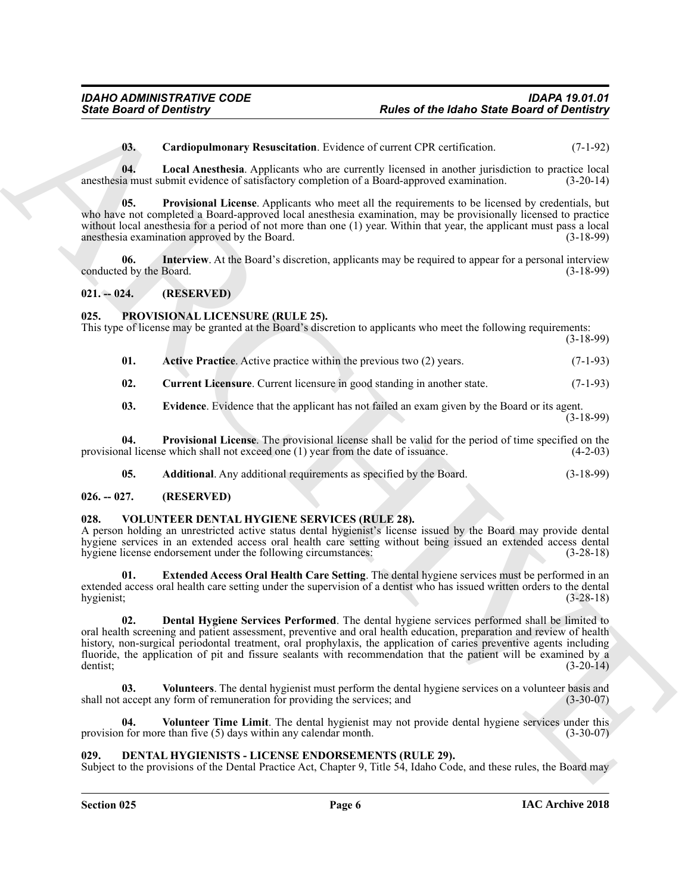**03. Cardiopulmonary Resuscitation**. Evidence of current CPR certification. (7-1-92)

**04. Local Anesthesia**. Applicants who are currently licensed in another jurisdiction to practice local anesthesia must submit evidence of satisfactory completion of a Board-approved examination. (3-20-14)

**05. Provisional License**. Applicants who meet all the requirements to be licensed by credentials, but who have not completed a Board-approved local anesthesia examination, may be provisionally licensed to practice without local anesthesia for a period of not more than one (1) year. Within that year, the applicant must pass a local anesthesia examination approved by the Board. (3-18-99)

**06. Interview**. At the Board's discretion, applicants may be required to appear for a personal interview conducted by the Board. (3-18-99)

## 021. -- 024. (RESERVED)

## 025. PROVISIONAL LICENSURE (RULE 25).

This type of license may be granted at the Board's discretion to applicants who meet the following requirements: (3-18-99)

**01. Active Practice**. Active practice within the previous two (2) years. (7-1-93)

**02. Current Licensure**. Current licensure in good standing in another state. (7-1-93)

**03. Evidence**. Evidence that the applicant has not failed an exam given by the Board or its agent. (3-18-99)

**04. Provisional License**. The provisional license shall be valid for the period of time specified on the provisional license which shall not exceed one (1) year from the date of issuance. (4-2-03)

**05. Additional**. Any additional requirements as specified by the Board. (3-18-99)

## 026. -- 027. (RESERVED)

## 028. VOLUNTEER DENTAL HYGIENE SERVICES (RULE 28).

A person holding an unrestricted active status dental hygienist's license issued by the Board may provide dental hygiene services in an extended access oral health care setting without being issued an extended access dental hygiene license endorsement under the following circumstances: (3-28-18)

**01. Extended Access Oral Health Care Setting**. The dental hygiene services must be performed in an extended access oral health care setting under the supervision of a dentist who has issued written orders to the dental hygienist; (3-28-18)

**02. Dental Hygiene Services Performed**. The dental hygiene services performed shall be limited to oral health screening and patient assessment, preventive and oral health education, preparation and review of health history, non-surgical periodontal treatment, oral prophylaxis, the application of caries preventive agents including fluoride, the application of pit and fissure sealants with recommendation that the patient will be examined by a dentist; (3-20-14)

**03. Volunteers**. The dental hygienist must perform the dental hygiene services on a volunteer basis and shall not accept any form of remuneration for providing the services; and (3-30-07)

**04. Volunteer Time Limit**. The dental hygienist may not provide dental hygiene services under this provision for more than five (5) days within any calendar month. (3-30-07)

## 029. DENTAL HYGIENISTS - LICENSE ENDORSEMENTS (RULE 29).

Subject to the provisions of the Dental Practice Act, Chapter 9, Title 54, Idaho Code, and these rules, the Board may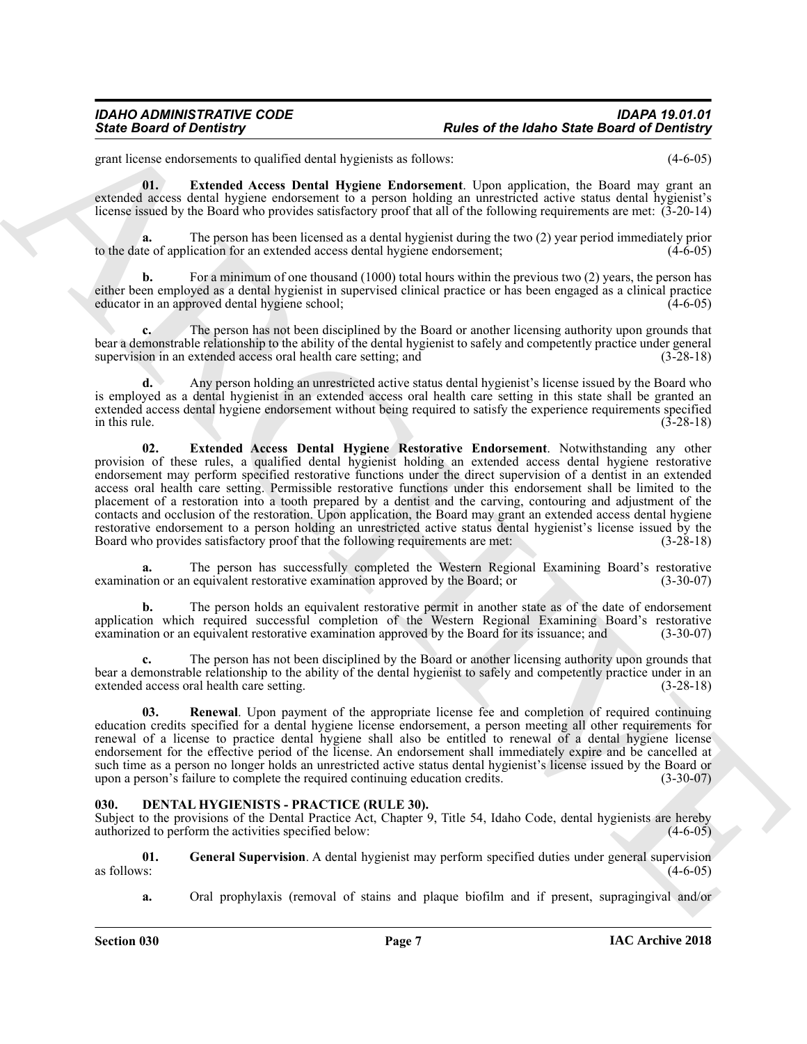grant license endorsements to qualified dental hygienists as follows: (4-6-05)

**01. Extended Access Dental Hygiene Endorsement**. Upon application, the Board may grant an extended access dental hygiene endorsement to a person holding an unrestricted active status dental hygienist's license issued by the Board who provides satisfactory proof that all of the following requirements are met: (3-20-14)

**a.** The person has been licensed as a dental hygienist during the two (2) year period immediately prior to the date of application for an extended access dental hygiene endorsement; (4-6-05)

**b.** For a minimum of one thousand (1000) total hours within the previous two (2) years, the person has either been employed as a dental hygienist in supervised clinical practice or has been engaged as a clinical practice educator in an approved dental hygiene school; (4-6-05)

**c.** The person has not been disciplined by the Board or another licensing authority upon grounds that bear a demonstrable relationship to the ability of the dental hygienist to safely and competently practice under general supervision in an extended access oral health care setting; and (3-28-18)

**d.** Any person holding an unrestricted active status dental hygienist's license issued by the Board who is employed as a dental hygienist in an extended access oral health care setting in this state shall be granted an extended access dental hygiene endorsement without being required to satisfy the experience requirements specified in this rule. (3-28-18)

**02. Extended Access Dental Hygiene Restorative Endorsement**. Notwithstanding any other provision of these rules, a qualified dental hygienist holding an extended access dental hygiene restorative endorsement may perform specified restorative functions under the direct supervision of a dentist in an extended access oral health care setting. Permissible restorative functions under this endorsement shall be limited to the placement of a restoration into a tooth prepared by a dentist and the carving, contouring and adjustment of the contacts and occlusion of the restoration. Upon application, the Board may grant an extended access dental hygiene restorative endorsement to a person holding an unrestricted active status dental hygienist's license issued by the Board who provides satisfactory proof that the following requirements are met: (3-28-18)

**a.** The person has successfully completed the Western Regional Examining Board's restorative examination or an equivalent restorative examination approved by the Board; or (3-30-07)

**b.** The person holds an equivalent restorative permit in another state as of the date of endorsement application which required successful completion of the Western Regional Examining Board's restorative examination or an equivalent restorative examination approved by the Board for its issuance; and (3-30-07)

**c.** The person has not been disciplined by the Board or another licensing authority upon grounds that bear a demonstrable relationship to the ability of the dental hygienist to safely and competently practice under in an extended access oral health care setting. (3-28-18)

**03. Renewal**. Upon payment of the appropriate license fee and completion of required continuing education credits specified for a dental hygiene license endorsement, a person meeting all other requirements for renewal of a license to practice dental hygiene shall also be entitled to renewal of a dental hygiene license endorsement for the effective period of the license. An endorsement shall immediately expire and be cancelled at such time as a person no longer holds an unrestricted active status dental hygienist's license issued by the Board or upon a person's failure to complete the required continuing education credits. (3-30-07)

## 030. DENTAL HYGIENISTS - PRACTICE (RULE 30).

Subject to the provisions of the Dental Practice Act, Chapter 9, Title 54, Idaho Code, dental hygienists are hereby authorized to perform the activities specified below: (4-6-05)

**01. General Supervision**. A dental hygienist may perform specified duties under general supervision as follows: (4-6-05)

**a.** Oral prophylaxis (removal of stains and plaque biofilm and if present, supragingival and/or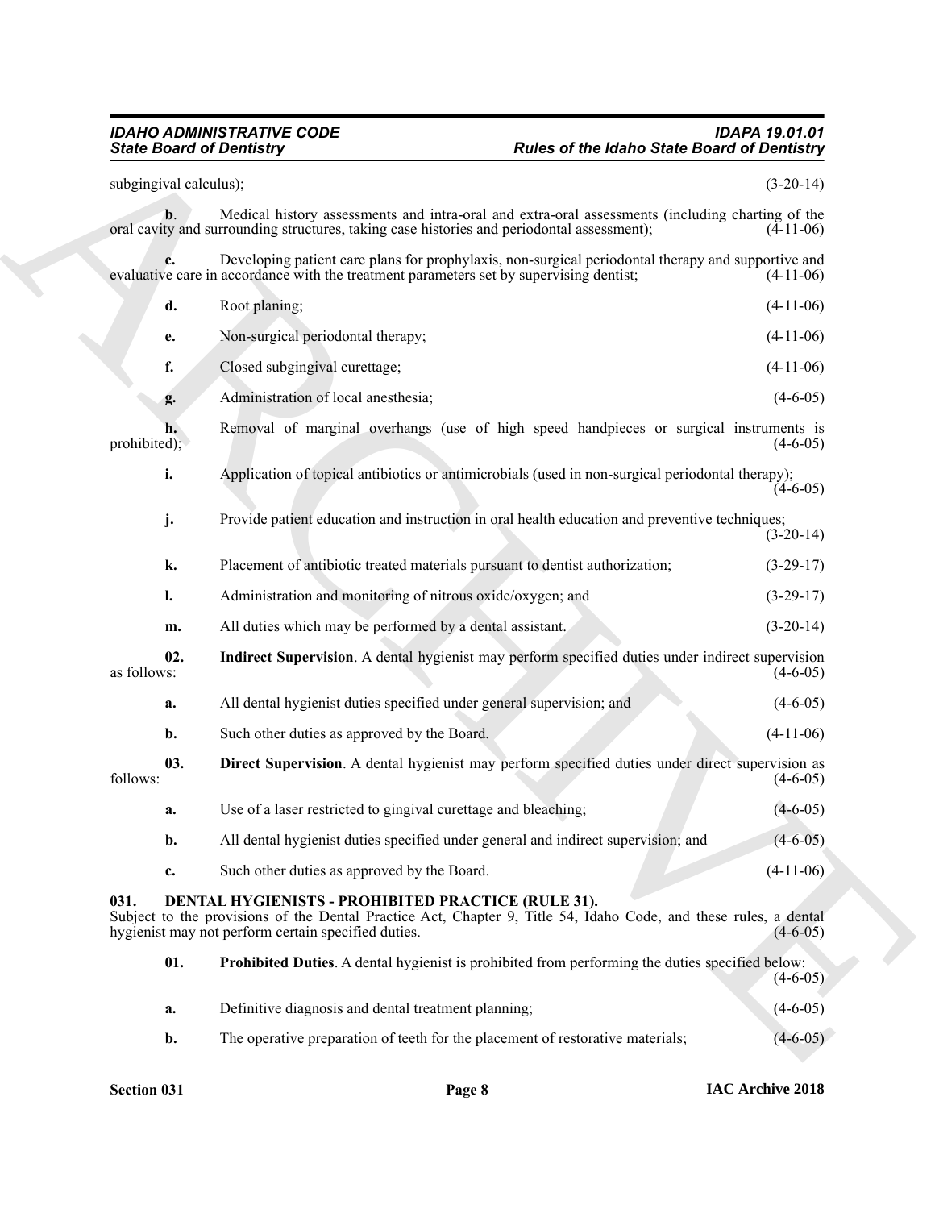subgingival calculus); (3-20-14)

**b**. Medical history assessments and intra-oral and extra-oral assessments (including charting of the oral cavity and surrounding structures, taking case histories and periodontal assessment); (4-11-06)

**c.** Developing patient care plans for prophylaxis, non-surgical periodontal therapy and supportive and evaluative care in accordance with the treatment parameters set by supervising dentist; (4-11-06)

**d.** Root planing; (4-11-06)

**e.** Non-surgical periodontal therapy; (4-11-06)

**f.** Closed subgingival curettage; (4-11-06)

**g.** Administration of local anesthesia; (4-6-05)

**h.** Removal of marginal overhangs (use of high speed handpieces or surgical instruments is prohibited); (4-6-05)

**i.** Application of topical antibiotics or antimicrobials (used in non-surgical periodontal therapy); (4-6-05)

**j.** Provide patient education and instruction in oral health education and preventive techniques; (3-20-14)

**k.** Placement of antibiotic treated materials pursuant to dentist authorization; (3-29-17)

**l.** Administration and monitoring of nitrous oxide/oxygen; and (3-29-17)

**m.** All duties which may be performed by a dental assistant. (3-20-14)

**02. Indirect Supervision**. A dental hygienist may perform specified duties under indirect supervision as follows: (4-6-05)

**a.** All dental hygienist duties specified under general supervision; and (4-6-05)

**b.** Such other duties as approved by the Board. (4-11-06)

**03. Direct Supervision**. A dental hygienist may perform specified duties under direct supervision as follows: (4-6-05)

**a.** Use of a laser restricted to gingival curettage and bleaching; (4-6-05)

**b.** All dental hygienist duties specified under general and indirect supervision; and (4-6-05)

**c.** Such other duties as approved by the Board. (4-11-06)

## 031. DENTAL HYGIENISTS - PROHIBITED PRACTICE (RULE 31).

Subject to the provisions of the Dental Practice Act, Chapter 9, Title 54, Idaho Code, and these rules, a dental hygienist may not perform certain specified duties. (4-6-05)

**01. Prohibited Duties**. A dental hygienist is prohibited from performing the duties specified below: (4-6-05)

**a.** Definitive diagnosis and dental treatment planning; (4-6-05)

**b.** The operative preparation of teeth for the placement of restorative materials; (4-6-05)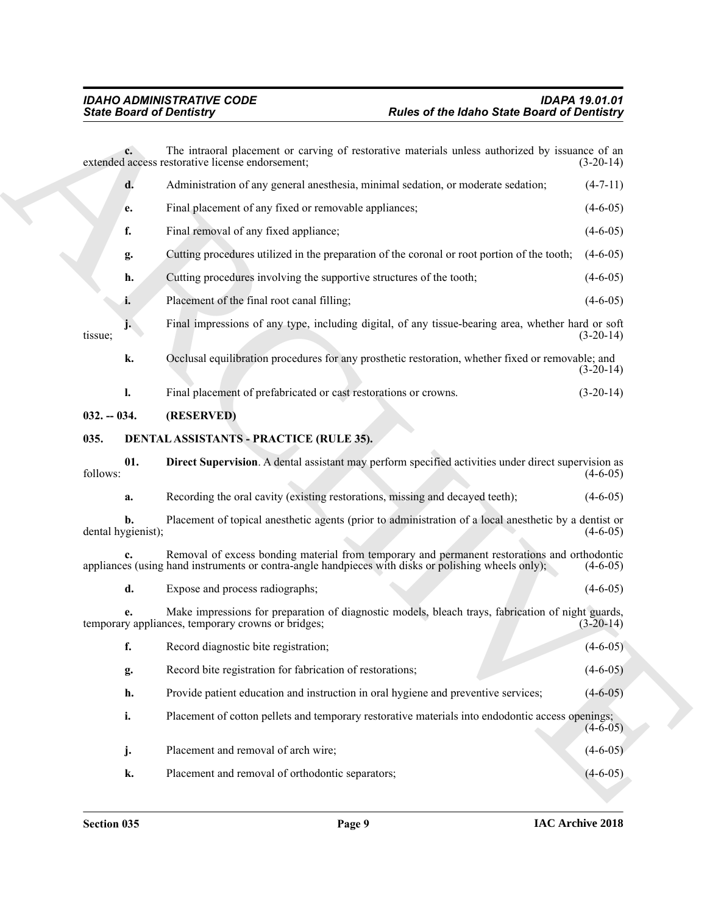**c.** The intraoral placement or carving of restorative materials unless authorized by issuance of an extended access restorative license endorsement; (3-20-14)

**d.** Administration of any general anesthesia, minimal sedation, or moderate sedation; (4-7-11)

**e.** Final placement of any fixed or removable appliances; (4-6-05)

**f.** Final removal of any fixed appliance; (4-6-05)

**g.** Cutting procedures utilized in the preparation of the coronal or root portion of the tooth; (4-6-05)

**h.** Cutting procedures involving the supportive structures of the tooth; (4-6-05)

**i.** Placement of the final root canal filling; (4-6-05)

**j.** Final impressions of any type, including digital, of any tissue-bearing area, whether hard or soft tissue; (3-20-14)

**k.** Occlusal equilibration procedures for any prosthetic restoration, whether fixed or removable; and (3-20-14)

**l.** Final placement of prefabricated or cast restorations or crowns. (3-20-14)

## 032. -- 034. (RESERVED)

## 035. DENTAL ASSISTANTS - PRACTICE (RULE 35).

**01. Direct Supervision**. A dental assistant may perform specified activities under direct supervision as follows: (4-6-05)

**a.** Recording the oral cavity (existing restorations, missing and decayed teeth); (4-6-05)

**b.** Placement of topical anesthetic agents (prior to administration of a local anesthetic by a dentist or dental hygienist); (4-6-05)

**c.** Removal of excess bonding material from temporary and permanent restorations and orthodontic appliances (using hand instruments or contra-angle handpieces with disks or polishing wheels only); (4-6-05)

**d.** Expose and process radiographs; (4-6-05)

**e.** Make impressions for preparation of diagnostic models, bleach trays, fabrication of night guards, temporary appliances, temporary crowns or bridges; (3-20-14)

**f.** Record diagnostic bite registration; (4-6-05)

**g.** Record bite registration for fabrication of restorations; (4-6-05)

**h.** Provide patient education and instruction in oral hygiene and preventive services; (4-6-05)

**i.** Placement of cotton pellets and temporary restorative materials into endodontic access openings; (4-6-05)

**j.** Placement and removal of arch wire; (4-6-05)

**k.** Placement and removal of orthodontic separators; (4-6-05)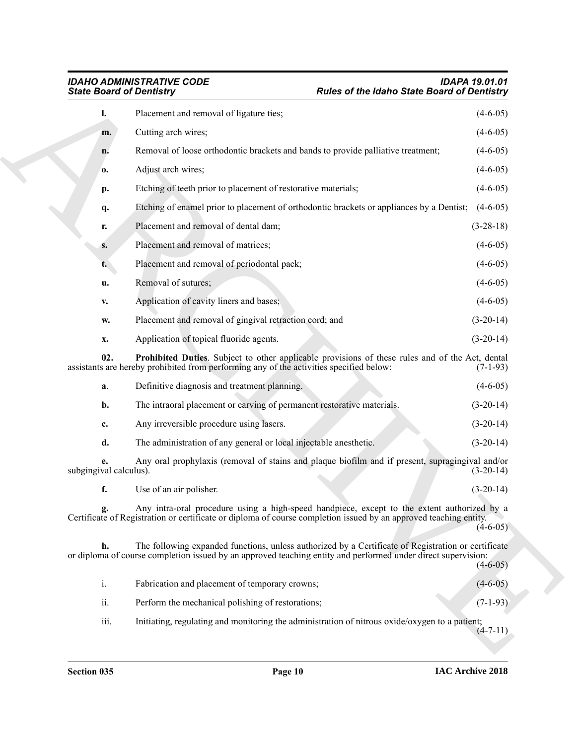**l.** Placement and removal of ligature ties; (4-6-05)

**m.** Cutting arch wires; (4-6-05)

**n.** Removal of loose orthodontic brackets and bands to provide palliative treatment; (4-6-05)

**o.** Adjust arch wires; (4-6-05)

**p.** Etching of teeth prior to placement of restorative materials; (4-6-05)

**q.** Etching of enamel prior to placement of orthodontic brackets or appliances by a Dentist; (4-6-05)

**r.** Placement and removal of dental dam; (3-28-18)

**s.** Placement and removal of matrices; (4-6-05)

**t.** Placement and removal of periodontal pack; (4-6-05)

**u.** Removal of sutures; (4-6-05)

**v.** Application of cavity liners and bases; (4-6-05)

**w.** Placement and removal of gingival retraction cord; and (3-20-14)

**x.** Application of topical fluoride agents. (3-20-14)

**02. Prohibited Duties**. Subject to other applicable provisions of these rules and of the Act, dental assistants are hereby prohibited from performing any of the activities specified below: (7-1-93)

**a**. Definitive diagnosis and treatment planning. (4-6-05)

**b.** The intraoral placement or carving of permanent restorative materials. (3-20-14)

**c.** Any irreversible procedure using lasers. (3-20-14)

**d.** The administration of any general or local injectable anesthetic. (3-20-14)

**e.** Any oral prophylaxis (removal of stains and plaque biofilm and if present, supragingival and/or subgingival calculus). (3-20-14)

**f.** Use of an air polisher. (3-20-14)

**g.** Any intra-oral procedure using a high-speed handpiece, except to the extent authorized by a Certificate of Registration or certificate or diploma of course completion issued by an approved teaching entity. (4-6-05)

**h.** The following expanded functions, unless authorized by a Certificate of Registration or certificate or diploma of course completion issued by an approved teaching entity and performed under direct supervision: (4-6-05)

i. Fabrication and placement of temporary crowns; (4-6-05)

ii. Perform the mechanical polishing of restorations; (7-1-93)

iii. Initiating, regulating and monitoring the administration of nitrous oxide/oxygen to a patient; (4-7-11)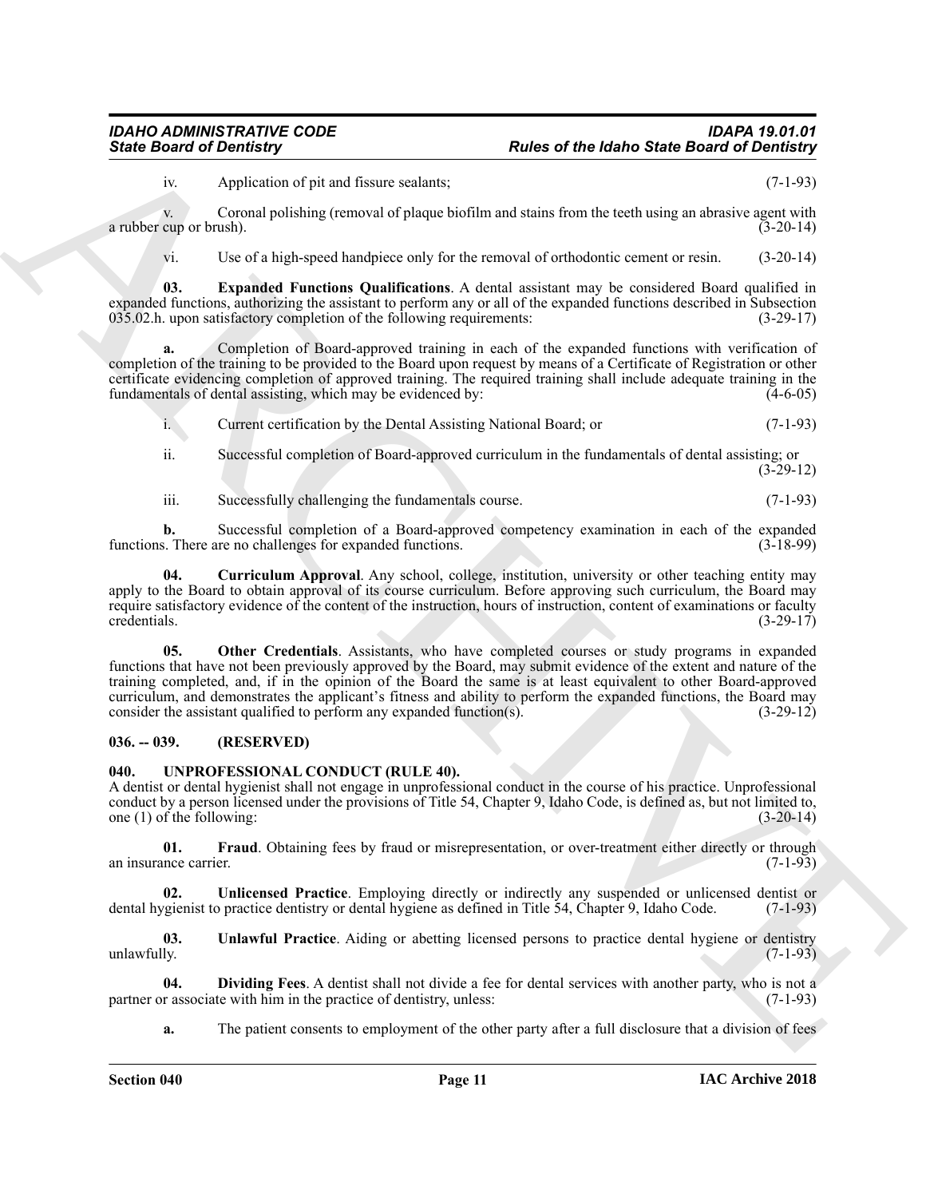iv. Application of pit and fissure sealants; (7-1-93)

v. Coronal polishing (removal of plaque biofilm and stains from the teeth using an abrasive agent with a rubber cup or brush). (3-20-14)

vi. Use of a high-speed handpiece only for the removal of orthodontic cement or resin. (3-20-14)

**03. Expanded Functions Qualifications**. A dental assistant may be considered Board qualified in expanded functions, authorizing the assistant to perform any or all of the expanded functions described in Subsection 035.02.h. upon satisfactory completion of the following requirements: (3-29-17)

**a.** Completion of Board-approved training in each of the expanded functions with verification of completion of the training to be provided to the Board upon request by means of a Certificate of Registration or other certificate evidencing completion of approved training. The required training shall include adequate training in the fundamentals of dental assisting, which may be evidenced by: (4-6-05)

i. Current certification by the Dental Assisting National Board; or (7-1-93)

ii. Successful completion of Board-approved curriculum in the fundamentals of dental assisting; or (3-29-12)

iii. Successfully challenging the fundamentals course. (7-1-93)

**b.** Successful completion of a Board-approved competency examination in each of the expanded functions. There are no challenges for expanded functions. (3-18-99)

**04. Curriculum Approval**. Any school, college, institution, university or other teaching entity may apply to the Board to obtain approval of its course curriculum. Before approving such curriculum, the Board may require satisfactory evidence of the content of the instruction, hours of instruction, content of examinations or faculty credentials. (3-29-17)

**05. Other Credentials**. Assistants, who have completed courses or study programs in expanded functions that have not been previously approved by the Board, may submit evidence of the extent and nature of the training completed, and, if in the opinion of the Board the same is at least equivalent to other Board-approved curriculum, and demonstrates the applicant's fitness and ability to perform the expanded functions, the Board may consider the assistant qualified to perform any expanded function(s). (3-29-12)

### 036. -- 039. (RESERVED)

### 040. UNPROFESSIONAL CONDUCT (RULE 40).

A dentist or dental hygienist shall not engage in unprofessional conduct in the course of his practice. Unprofessional conduct by a person licensed under the provisions of Title 54, Chapter 9, Idaho Code, is defined as, but not limited to, one (1) of the following: (3-20-14)

**01. Fraud**. Obtaining fees by fraud or misrepresentation, or over-treatment either directly or through an insurance carrier. (7-1-93)

**02. Unlicensed Practice**. Employing directly or indirectly any suspended or unlicensed dentist or dental hygienist to practice dentistry or dental hygiene as defined in Title 54, Chapter 9, Idaho Code. (7-1-93)

**03. Unlawful Practice**. Aiding or abetting licensed persons to practice dental hygiene or dentistry unlawfully. (7-1-93)

**04. Dividing Fees**. A dentist shall not divide a fee for dental services with another party, who is not a partner or associate with him in the practice of dentistry, unless: (7-1-93)

**a.** The patient consents to employment of the other party after a full disclosure that a division of fees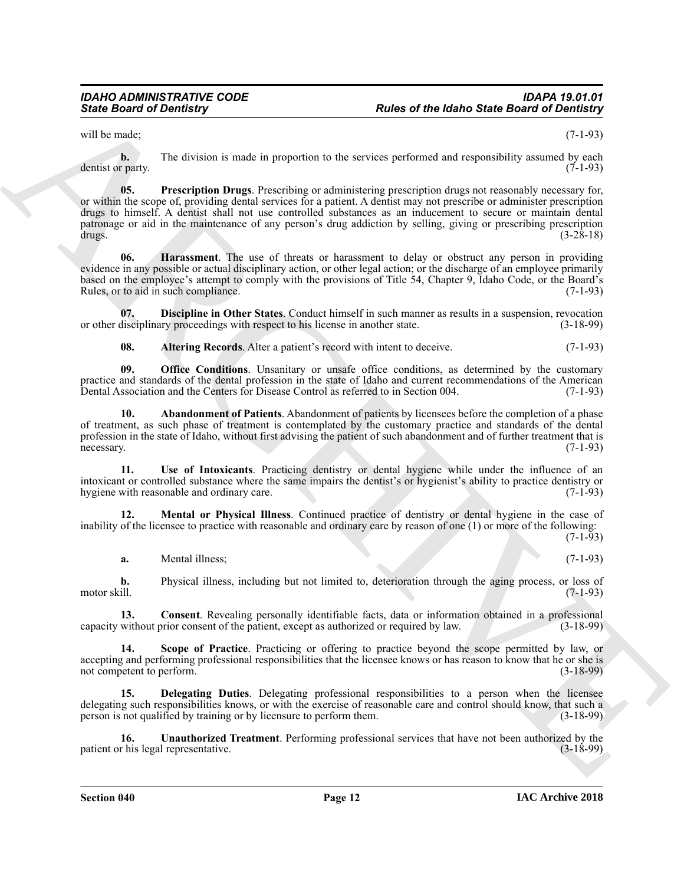will be made; (7-1-93)

**b.** The division is made in proportion to the services performed and responsibility assumed by each dentist or party. (7-1-93)

**05. Prescription Drugs**. Prescribing or administering prescription drugs not reasonably necessary for, or within the scope of, providing dental services for a patient. A dentist may not prescribe or administer prescription drugs to himself. A dentist shall not use controlled substances as an inducement to secure or maintain dental patronage or aid in the maintenance of any person's drug addiction by selling, giving or prescribing prescription drugs. (3-28-18)

**06. Harassment**. The use of threats or harassment to delay or obstruct any person in providing evidence in any possible or actual disciplinary action, or other legal action; or the discharge of an employee primarily based on the employee's attempt to comply with the provisions of Title 54, Chapter 9, Idaho Code, or the Board's Rules, or to aid in such compliance. (7-1-93)

**07. Discipline in Other States**. Conduct himself in such manner as results in a suspension, revocation or other disciplinary proceedings with respect to his license in another state. (3-18-99)

**08. Altering Records**. Alter a patient's record with intent to deceive. (7-1-93)

**09. Office Conditions**. Unsanitary or unsafe office conditions, as determined by the customary practice and standards of the dental profession in the state of Idaho and current recommendations of the American Dental Association and the Centers for Disease Control as referred to in Section 004. (7-1-93)

**10. Abandonment of Patients**. Abandonment of patients by licensees before the completion of a phase of treatment, as such phase of treatment is contemplated by the customary practice and standards of the dental profession in the state of Idaho, without first advising the patient of such abandonment and of further treatment that is necessary. (7-1-93)

**11. Use of Intoxicants**. Practicing dentistry or dental hygiene while under the influence of an intoxicant or controlled substance where the same impairs the dentist's or hygienist's ability to practice dentistry or hygiene with reasonable and ordinary care. (7-1-93)

**12. Mental or Physical Illness**. Continued practice of dentistry or dental hygiene in the case of inability of the licensee to practice with reasonable and ordinary care by reason of one (1) or more of the following: (7-1-93)

**a.** Mental illness; (7-1-93)

**b.** Physical illness, including but not limited to, deterioration through the aging process, or loss of motor skill. (7-1-93)

**13. Consent**. Revealing personally identifiable facts, data or information obtained in a professional capacity without prior consent of the patient, except as authorized or required by law. (3-18-99)

**14. Scope of Practice**. Practicing or offering to practice beyond the scope permitted by law, or accepting and performing professional responsibilities that the licensee knows or has reason to know that he or she is not competent to perform. (3-18-99)

**15. Delegating Duties**. Delegating professional responsibilities to a person when the licensee delegating such responsibilities knows, or with the exercise of reasonable care and control should know, that such a person is not qualified by training or by licensure to perform them. (3-18-99)

**16. Unauthorized Treatment**. Performing professional services that have not been authorized by the patient or his legal representative. (3-18-99)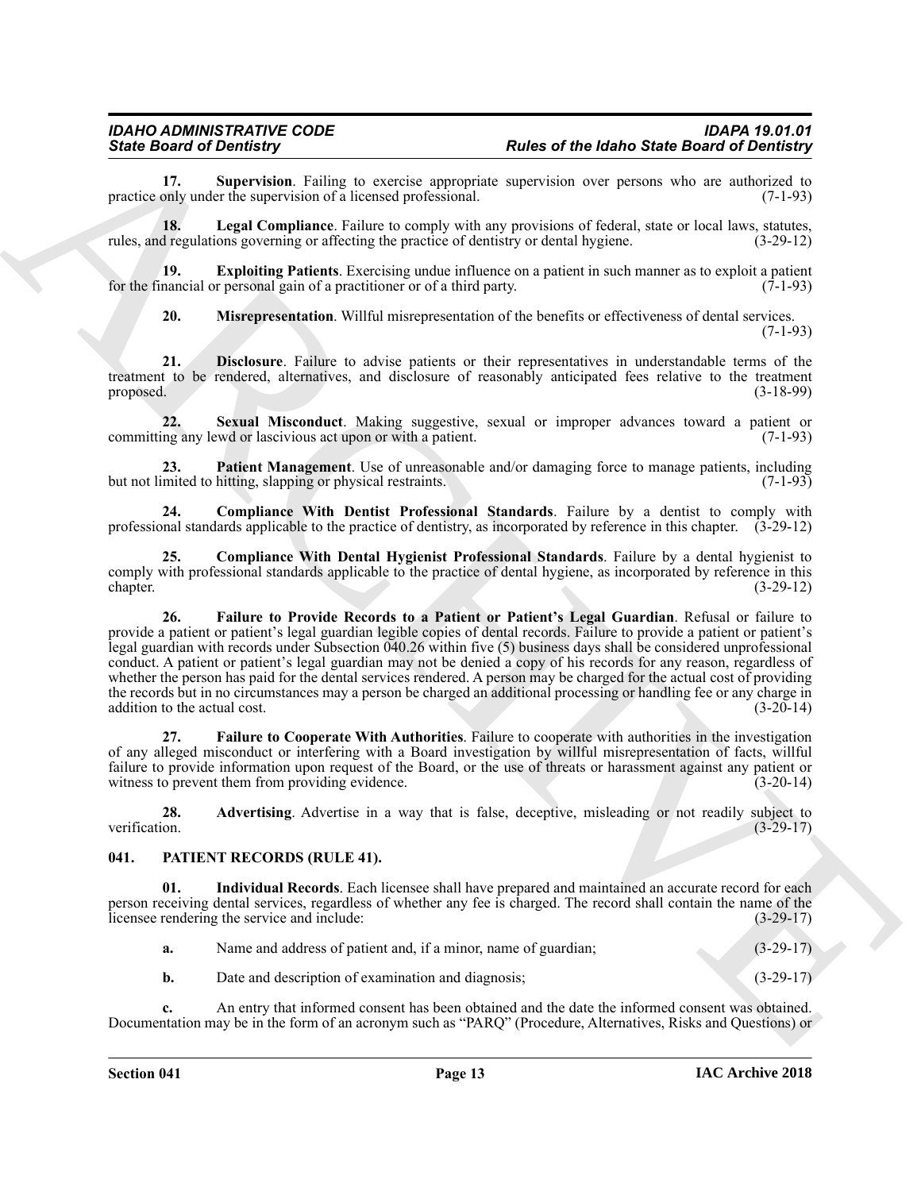**17. Supervision**. Failing to exercise appropriate supervision over persons who are authorized to practice only under the supervision of a licensed professional. (7-1-93)

**18. Legal Compliance**. Failure to comply with any provisions of federal, state or local laws, statutes, rules, and regulations governing or affecting the practice of dentistry or dental hygiene. (3-29-12)

**19. Exploiting Patients**. Exercising undue influence on a patient in such manner as to exploit a patient for the financial or personal gain of a practitioner or of a third party. (7-1-93)

**20. Misrepresentation**. Willful misrepresentation of the benefits or effectiveness of dental services. (7-1-93)

**21. Disclosure**. Failure to advise patients or their representatives in understandable terms of the treatment to be rendered, alternatives, and disclosure of reasonably anticipated fees relative to the treatment proposed. (3-18-99)

**22. Sexual Misconduct**. Making suggestive, sexual or improper advances toward a patient or committing any lewd or lascivious act upon or with a patient. (7-1-93)

**23. Patient Management**. Use of unreasonable and/or damaging force to manage patients, including but not limited to hitting, slapping or physical restraints. (7-1-93)

**24. Compliance With Dentist Professional Standards**. Failure by a dentist to comply with professional standards applicable to the practice of dentistry, as incorporated by reference in this chapter. (3-29-12)

**25. Compliance With Dental Hygienist Professional Standards**. Failure by a dental hygienist to comply with professional standards applicable to the practice of dental hygiene, as incorporated by reference in this chapter. (3-29-12)

**26. Failure to Provide Records to a Patient or Patient's Legal Guardian**. Refusal or failure to provide a patient or patient's legal guardian legible copies of dental records. Failure to provide a patient or patient's legal guardian with records under Subsection 040.26 within five (5) business days shall be considered unprofessional conduct. A patient or patient's legal guardian may not be denied a copy of his records for any reason, regardless of whether the person has paid for the dental services rendered. A person may be charged for the actual cost of providing the records but in no circumstances may a person be charged an additional processing or handling fee or any charge in addition to the actual cost. (3-20-14)

**27. Failure to Cooperate With Authorities**. Failure to cooperate with authorities in the investigation of any alleged misconduct or interfering with a Board investigation by willful misrepresentation of facts, willful failure to provide information upon request of the Board, or the use of threats or harassment against any patient or witness to prevent them from providing evidence. (3-20-14)

**28. Advertising**. Advertise in a way that is false, deceptive, misleading or not readily subject to verification. (3-29-17)

## 041. PATIENT RECORDS (RULE 41).

**01. Individual Records**. Each licensee shall have prepared and maintained an accurate record for each person receiving dental services, regardless of whether any fee is charged. The record shall contain the name of the licensee rendering the service and include: (3-29-17)

**a.** Name and address of patient and, if a minor, name of guardian; (3-29-17)

**b.** Date and description of examination and diagnosis; (3-29-17)

**c.** An entry that informed consent has been obtained and the date the informed consent was obtained. Documentation may be in the form of an acronym such as "PARQ" (Procedure, Alternatives, Risks and Questions) or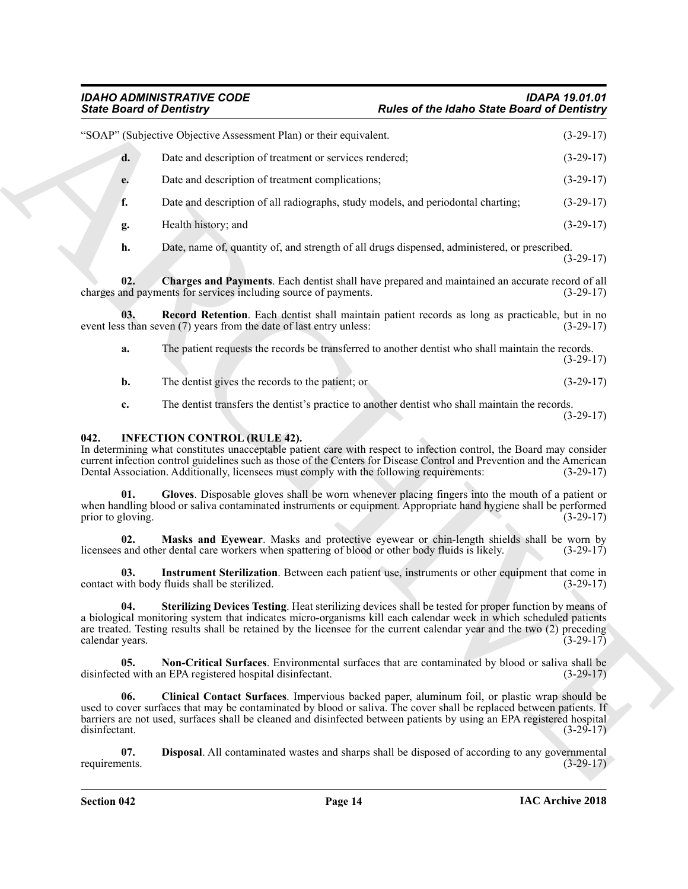"SOAP" (Subjective Objective Assessment Plan) or their equivalent. (3-29-17)

**d.** Date and description of treatment or services rendered; (3-29-17)

**e.** Date and description of treatment complications; (3-29-17)

**f.** Date and description of all radiographs, study models, and periodontal charting; (3-29-17)

**g.** Health history; and (3-29-17)

**h.** Date, name of, quantity of, and strength of all drugs dispensed, administered, or prescribed. (3-29-17)

**02. Charges and Payments**. Each dentist shall have prepared and maintained an accurate record of all charges and payments for services including source of payments. (3-29-17)

**03. Record Retention**. Each dentist shall maintain patient records as long as practicable, but in no event less than seven (7) years from the date of last entry unless: (3-29-17)

**a.** The patient requests the records be transferred to another dentist who shall maintain the records. (3-29-17)

**b.** The dentist gives the records to the patient; or (3-29-17)

**c.** The dentist transfers the dentist's practice to another dentist who shall maintain the records. (3-29-17)

### 042. INFECTION CONTROL (RULE 42).

In determining what constitutes unacceptable patient care with respect to infection control, the Board may consider current infection control guidelines such as those of the Centers for Disease Control and Prevention and the American Dental Association. Additionally, licensees must comply with the following requirements: (3-29-17)

**01. Gloves**. Disposable gloves shall be worn whenever placing fingers into the mouth of a patient or when handling blood or saliva contaminated instruments or equipment. Appropriate hand hygiene shall be performed prior to gloving. (3-29-17)

**02. Masks and Eyewear**. Masks and protective eyewear or chin-length shields shall be worn by licensees and other dental care workers when spattering of blood or other body fluids is likely. (3-29-17)

**03. Instrument Sterilization**. Between each patient use, instruments or other equipment that come in contact with body fluids shall be sterilized. (3-29-17)

**04. Sterilizing Devices Testing**. Heat sterilizing devices shall be tested for proper function by means of a biological monitoring system that indicates micro-organisms kill each calendar week in which scheduled patients are treated. Testing results shall be retained by the licensee for the current calendar year and the two (2) preceding calendar years. (3-29-17)

**05. Non-Critical Surfaces**. Environmental surfaces that are contaminated by blood or saliva shall be disinfected with an EPA registered hospital disinfectant. (3-29-17)

**06. Clinical Contact Surfaces**. Impervious backed paper, aluminum foil, or plastic wrap should be used to cover surfaces that may be contaminated by blood or saliva. The cover shall be replaced between patients. If barriers are not used, surfaces shall be cleaned and disinfected between patients by using an EPA registered hospital disinfectant. (3-29-17)

**07. Disposal**. All contaminated wastes and sharps shall be disposed of according to any governmental requirements. (3-29-17)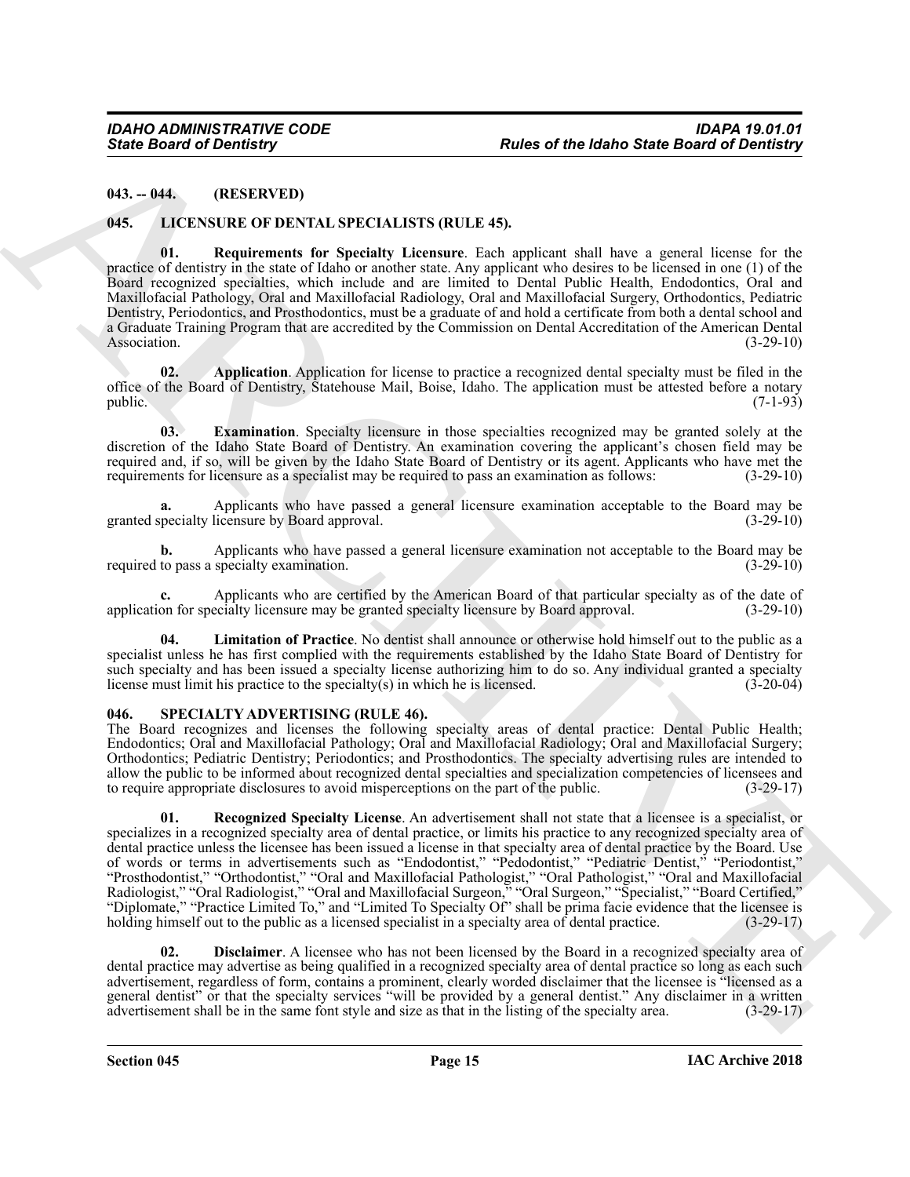**043. -- 044. (RESERVED)**

**045. LICENSURE OF DENTAL SPECIALISTS (RULE 45).**

**01. Requirements for Specialty Licensure**. Each applicant shall have a general license for the practice of dentistry in the state of Idaho or another state. Any applicant who desires to be licensed in one (1) of the Board recognized specialties, which include and are limited to Dental Public Health, Endodontics, Oral and Maxillofacial Pathology, Oral and Maxillofacial Radiology, Oral and Maxillofacial Surgery, Orthodontics, Pediatric Dentistry, Periodontics, and Prosthodontics, must be a graduate of and hold a certificate from both a dental school and a Graduate Training Program that are accredited by the Commission on Dental Accreditation of the American Dental Association. (3-29-10)

**02. Application**. Application for license to practice a recognized dental specialty must be filed in the office of the Board of Dentistry, Statehouse Mail, Boise, Idaho. The application must be attested before a notary public. (7-1-93)

**03. Examination**. Specialty licensure in those specialties recognized may be granted solely at the discretion of the Idaho State Board of Dentistry. An examination covering the applicant's chosen field may be required and, if so, will be given by the Idaho State Board of Dentistry or its agent. Applicants who have met the requirements for licensure as a specialist may be required to pass an examination as follows: (3-29-10)

**a.** Applicants who have passed a general licensure examination acceptable to the Board may be granted specialty licensure by Board approval. (3-29-10)

**b.** Applicants who have passed a general licensure examination not acceptable to the Board may be required to pass a specialty examination. (3-29-10)

**c.** Applicants who are certified by the American Board of that particular specialty as of the date of application for specialty licensure may be granted specialty licensure by Board approval. (3-29-10)

**04. Limitation of Practice**. No dentist shall announce or otherwise hold himself out to the public as a specialist unless he has first complied with the requirements established by the Idaho State Board of Dentistry for such specialty and has been issued a specialty license authorizing him to do so. Any individual granted a specialty license must limit his practice to the specialty(s) in which he is licensed. (3-20-04)

**046. SPECIALTY ADVERTISING (RULE 46).**

The Board recognizes and licenses the following specialty areas of dental practice: Dental Public Health; Endodontics; Oral and Maxillofacial Pathology; Oral and Maxillofacial Radiology; Oral and Maxillofacial Surgery; Orthodontics; Pediatric Dentistry; Periodontics; and Prosthodontics. The specialty advertising rules are intended to allow the public to be informed about recognized dental specialties and specialization competencies of licensees and to require appropriate disclosures to avoid misperceptions on the part of the public. (3-29-17)

**01. Recognized Specialty License**. An advertisement shall not state that a licensee is a specialist, or specializes in a recognized specialty area of dental practice, or limits his practice to any recognized specialty area of dental practice unless the licensee has been issued a license in that specialty area of dental practice by the Board. Use of words or terms in advertisements such as "Endodontist," "Pedodontist," "Pediatric Dentist," "Periodontist," "Prosthodontist," "Orthodontist," "Oral and Maxillofacial Pathologist," "Oral Pathologist," "Oral and Maxillofacial Radiologist," "Oral Radiologist," "Oral and Maxillofacial Surgeon," "Oral Surgeon," "Specialist," "Board Certified," "Diplomate," "Practice Limited To," and "Limited To Specialty Of" shall be prima facie evidence that the licensee is holding himself out to the public as a licensed specialist in a specialty area of dental practice. (3-29-17)

**02. Disclaimer**. A licensee who has not been licensed by the Board in a recognized specialty area of dental practice may advertise as being qualified in a recognized specialty area of dental practice so long as each such advertisement, regardless of form, contains a prominent, clearly worded disclaimer that the licensee is "licensed as a general dentist" or that the specialty services "will be provided by a general dentist." Any disclaimer in a written advertisement shall be in the same font style and size as that in the listing of the specialty area. (3-29-17)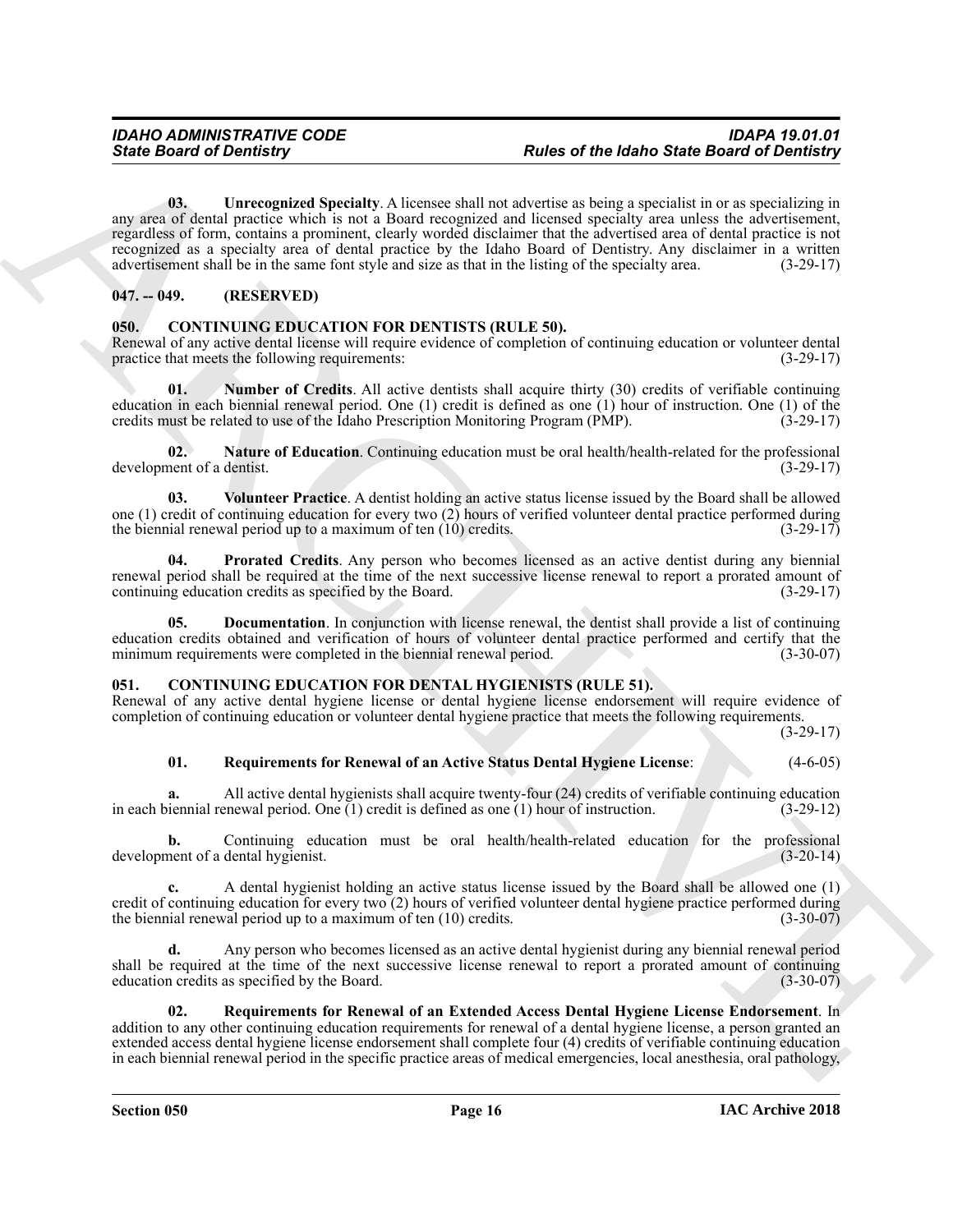**03. Unrecognized Specialty**. A licensee shall not advertise as being a specialist in or as specializing in any area of dental practice which is not a Board recognized and licensed specialty area unless the advertisement, regardless of form, contains a prominent, clearly worded disclaimer that the advertised area of dental practice is not recognized as a specialty area of dental practice by the Idaho Board of Dentistry. Any disclaimer in a written advertisement shall be in the same font style and size as that in the listing of the specialty area. (3-29-17)

## 047. -- 049. (RESERVED)

## 050. CONTINUING EDUCATION FOR DENTISTS (RULE 50).

Renewal of any active dental license will require evidence of completion of continuing education or volunteer dental practice that meets the following requirements: (3-29-17)

**01. Number of Credits**. All active dentists shall acquire thirty (30) credits of verifiable continuing education in each biennial renewal period. One (1) credit is defined as one (1) hour of instruction. One (1) of the credits must be related to use of the Idaho Prescription Monitoring Program (PMP). (3-29-17)

**02. Nature of Education**. Continuing education must be oral health/health-related for the professional development of a dentist. (3-29-17)

**03. Volunteer Practice**. A dentist holding an active status license issued by the Board shall be allowed one (1) credit of continuing education for every two (2) hours of verified volunteer dental practice performed during the biennial renewal period up to a maximum of ten (10) credits. (3-29-17)

**04. Prorated Credits**. Any person who becomes licensed as an active dentist during any biennial renewal period shall be required at the time of the next successive license renewal to report a prorated amount of continuing education credits as specified by the Board. (3-29-17)

**05. Documentation**. In conjunction with license renewal, the dentist shall provide a list of continuing education credits obtained and verification of hours of volunteer dental practice performed and certify that the minimum requirements were completed in the biennial renewal period. (3-30-07)

## 051. CONTINUING EDUCATION FOR DENTAL HYGIENISTS (RULE 51).

Renewal of any active dental hygiene license or dental hygiene license endorsement will require evidence of completion of continuing education or volunteer dental hygiene practice that meets the following requirements. (3-29-17)

**01. Requirements for Renewal of an Active Status Dental Hygiene License**: (4-6-05)

**a.** All active dental hygienists shall acquire twenty-four (24) credits of verifiable continuing education in each biennial renewal period. One (1) credit is defined as one (1) hour of instruction. (3-29-12)

**b.** Continuing education must be oral health/health-related education for the professional development of a dental hygienist. (3-20-14)

**c.** A dental hygienist holding an active status license issued by the Board shall be allowed one (1) credit of continuing education for every two (2) hours of verified volunteer dental hygiene practice performed during the biennial renewal period up to a maximum of ten (10) credits. (3-30-07)

**d.** Any person who becomes licensed as an active dental hygienist during any biennial renewal period shall be required at the time of the next successive license renewal to report a prorated amount of continuing education credits as specified by the Board. (3-30-07)

**02. Requirements for Renewal of an Extended Access Dental Hygiene License Endorsement**. In addition to any other continuing education requirements for renewal of a dental hygiene license, a person granted an extended access dental hygiene license endorsement shall complete four (4) credits of verifiable continuing education in each biennial renewal period in the specific practice areas of medical emergencies, local anesthesia, oral pathology,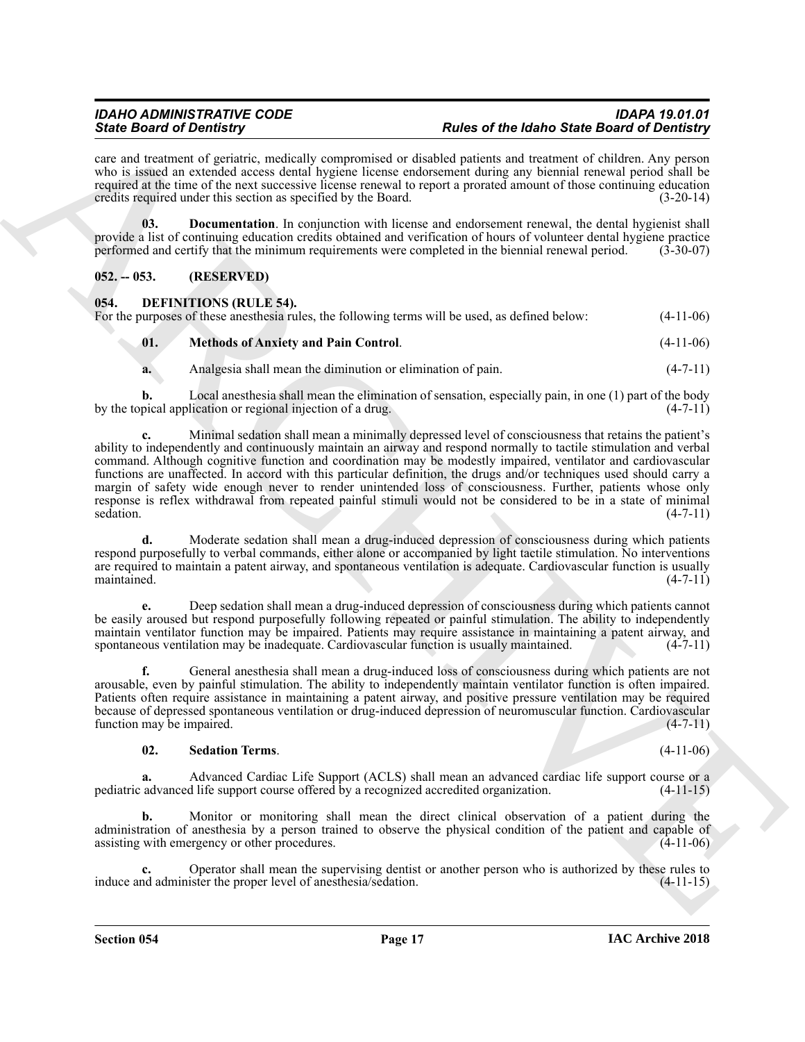care and treatment of geriatric, medically compromised or disabled patients and treatment of children. Any person who is issued an extended access dental hygiene license endorsement during any biennial renewal period shall be required at the time of the next successive license renewal to report a prorated amount of those continuing education credits required under this section as specified by the Board. (3-20-14)

**03. Documentation**. In conjunction with license and endorsement renewal, the dental hygienist shall provide a list of continuing education credits obtained and verification of hours of volunteer dental hygiene practice performed and certify that the minimum requirements were completed in the biennial renewal period. (3-30-07)

## 052. -- 053. (RESERVED)

## 054. DEFINITIONS (RULE 54).

For the purposes of these anesthesia rules, the following terms will be used, as defined below: (4-11-06)

**01. Methods of Anxiety and Pain Control**. (4-11-06)

**a.** Analgesia shall mean the diminution or elimination of pain. (4-7-11)

**b.** Local anesthesia shall mean the elimination of sensation, especially pain, in one (1) part of the body by the topical application or regional injection of a drug. (4-7-11)

**c.** Minimal sedation shall mean a minimally depressed level of consciousness that retains the patient's ability to independently and continuously maintain an airway and respond normally to tactile stimulation and verbal command. Although cognitive function and coordination may be modestly impaired, ventilator and cardiovascular functions are unaffected. In accord with this particular definition, the drugs and/or techniques used should carry a margin of safety wide enough never to render unintended loss of consciousness. Further, patients whose only response is reflex withdrawal from repeated painful stimuli would not be considered to be in a state of minimal sedation. (4-7-11)

**d.** Moderate sedation shall mean a drug-induced depression of consciousness during which patients respond purposefully to verbal commands, either alone or accompanied by light tactile stimulation. No interventions are required to maintain a patent airway, and spontaneous ventilation is adequate. Cardiovascular function is usually maintained. (4-7-11)

**e.** Deep sedation shall mean a drug-induced depression of consciousness during which patients cannot be easily aroused but respond purposefully following repeated or painful stimulation. The ability to independently maintain ventilator function may be impaired. Patients may require assistance in maintaining a patent airway, and spontaneous ventilation may be inadequate. Cardiovascular function is usually maintained. (4-7-11)

**f.** General anesthesia shall mean a drug-induced loss of consciousness during which patients are not arousable, even by painful stimulation. The ability to independently maintain ventilator function is often impaired. Patients often require assistance in maintaining a patent airway, and positive pressure ventilation may be required because of depressed spontaneous ventilation or drug-induced depression of neuromuscular function. Cardiovascular function may be impaired. (4-7-11)

**02. Sedation Terms**. (4-11-06)

**a.** Advanced Cardiac Life Support (ACLS) shall mean an advanced cardiac life support course or a pediatric advanced life support course offered by a recognized accredited organization. (4-11-15)

**b.** Monitor or monitoring shall mean the direct clinical observation of a patient during the administration of anesthesia by a person trained to observe the physical condition of the patient and capable of assisting with emergency or other procedures. (4-11-06)

**c.** Operator shall mean the supervising dentist or another person who is authorized by these rules to induce and administer the proper level of anesthesia/sedation. (4-11-15)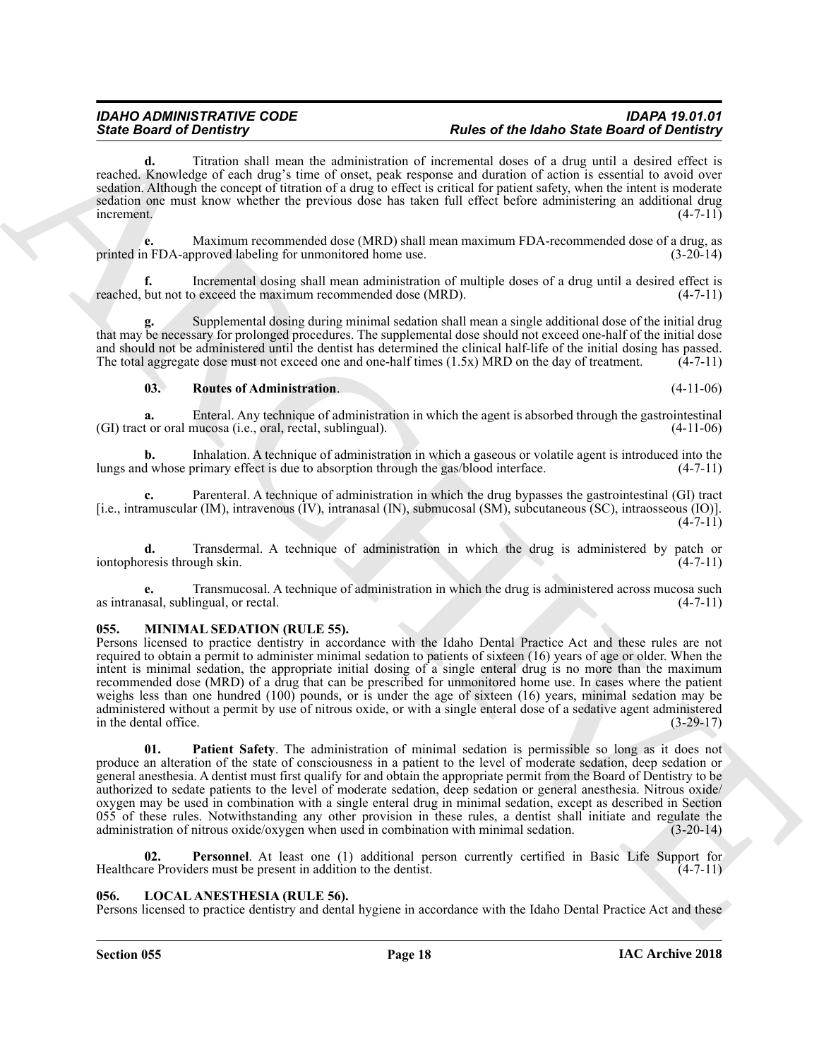**d.** Titration shall mean the administration of incremental doses of a drug until a desired effect is reached. Knowledge of each drug's time of onset, peak response and duration of action is essential to avoid over sedation. Although the concept of titration of a drug to effect is critical for patient safety, when the intent is moderate sedation one must know whether the previous dose has taken full effect before administering an additional drug increment. (4-7-11)

**e.** Maximum recommended dose (MRD) shall mean maximum FDA-recommended dose of a drug, as printed in FDA-approved labeling for unmonitored home use. (3-20-14)

**f.** Incremental dosing shall mean administration of multiple doses of a drug until a desired effect is reached, but not to exceed the maximum recommended dose (MRD). (4-7-11)

**g.** Supplemental dosing during minimal sedation shall mean a single additional dose of the initial drug that may be necessary for prolonged procedures. The supplemental dose should not exceed one-half of the initial dose and should not be administered until the dentist has determined the clinical half-life of the initial dosing has passed. The total aggregate dose must not exceed one and one-half times (1.5x) MRD on the day of treatment. (4-7-11)

**03. Routes of Administration**. (4-11-06)

**a.** Enteral. Any technique of administration in which the agent is absorbed through the gastrointestinal (GI) tract or oral mucosa (i.e., oral, rectal, sublingual). (4-11-06)

**b.** Inhalation. A technique of administration in which a gaseous or volatile agent is introduced into the lungs and whose primary effect is due to absorption through the gas/blood interface. (4-7-11)

**c.** Parenteral. A technique of administration in which the drug bypasses the gastrointestinal (GI) tract [i.e., intramuscular (IM), intravenous (IV), intranasal (IN), submucosal (SM), subcutaneous (SC), intraosseous (IO)]. (4-7-11)

**d.** Transdermal. A technique of administration in which the drug is administered by patch or iontophoresis through skin. (4-7-11)

**e.** Transmucosal. A technique of administration in which the drug is administered across mucosa such as intranasal, sublingual, or rectal. (4-7-11)

## 055. MINIMAL SEDATION (RULE 55).

Persons licensed to practice dentistry in accordance with the Idaho Dental Practice Act and these rules are not required to obtain a permit to administer minimal sedation to patients of sixteen (16) years of age or older. When the intent is minimal sedation, the appropriate initial dosing of a single enteral drug is no more than the maximum recommended dose (MRD) of a drug that can be prescribed for unmonitored home use. In cases where the patient weighs less than one hundred (100) pounds, or is under the age of sixteen (16) years, minimal sedation may be administered without a permit by use of nitrous oxide, or with a single enteral dose of a sedative agent administered in the dental office. (3-29-17)

**01. Patient Safety**. The administration of minimal sedation is permissible so long as it does not produce an alteration of the state of consciousness in a patient to the level of moderate sedation, deep sedation or general anesthesia. A dentist must first qualify for and obtain the appropriate permit from the Board of Dentistry to be authorized to sedate patients to the level of moderate sedation, deep sedation or general anesthesia. Nitrous oxide/oxygen may be used in combination with a single enteral drug in minimal sedation, except as described in Section 055 of these rules. Notwithstanding any other provision in these rules, a dentist shall initiate and regulate the administration of nitrous oxide/oxygen when used in combination with minimal sedation. (3-20-14)

**02. Personnel**. At least one (1) additional person currently certified in Basic Life Support for Healthcare Providers must be present in addition to the dentist. (4-7-11)

## 056. LOCAL ANESTHESIA (RULE 56).

Persons licensed to practice dentistry and dental hygiene in accordance with the Idaho Dental Practice Act and these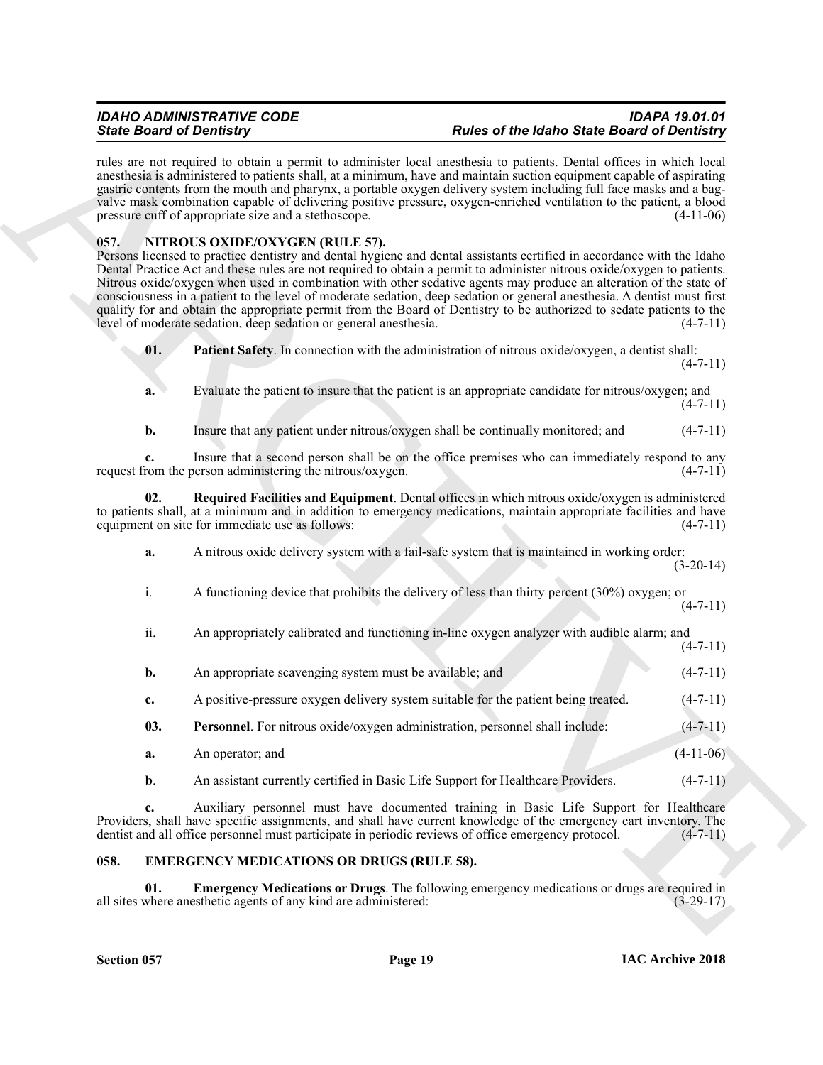rules are not required to obtain a permit to administer local anesthesia to patients. Dental offices in which local anesthesia is administered to patients shall, at a minimum, have and maintain suction equipment capable of aspirating gastric contents from the mouth and pharynx, a portable oxygen delivery system including full face masks and a bag-valve mask combination capable of delivering positive pressure, oxygen-enriched ventilation to the patient, a blood pressure cuff of appropriate size and a stethoscope. (4-11-06)

### 057. NITROUS OXIDE/OXYGEN (RULE 57).

Persons licensed to practice dentistry and dental hygiene and dental assistants certified in accordance with the Idaho Dental Practice Act and these rules are not required to obtain a permit to administer nitrous oxide/oxygen to patients. Nitrous oxide/oxygen when used in combination with other sedative agents may produce an alteration of the state of consciousness in a patient to the level of moderate sedation, deep sedation or general anesthesia. A dentist must first qualify for and obtain the appropriate permit from the Board of Dentistry to be authorized to sedate patients to the level of moderate sedation, deep sedation or general anesthesia. (4-7-11)

**01. Patient Safety**. In connection with the administration of nitrous oxide/oxygen, a dentist shall: (4-7-11)

**a.** Evaluate the patient to insure that the patient is an appropriate candidate for nitrous/oxygen; and (4-7-11)

**b.** Insure that any patient under nitrous/oxygen shall be continually monitored; and (4-7-11)

**c.** Insure that a second person shall be on the office premises who can immediately respond to any request from the person administering the nitrous/oxygen. (4-7-11)

**02. Required Facilities and Equipment**. Dental offices in which nitrous oxide/oxygen is administered to patients shall, at a minimum and in addition to emergency medications, maintain appropriate facilities and have equipment on site for immediate use as follows: (4-7-11)

**a.** A nitrous oxide delivery system with a fail-safe system that is maintained in working order: (3-20-14)

i. A functioning device that prohibits the delivery of less than thirty percent (30%) oxygen; or (4-7-11)

ii. An appropriately calibrated and functioning in-line oxygen analyzer with audible alarm; and (4-7-11)

**b.** An appropriate scavenging system must be available; and (4-7-11)

**c.** A positive-pressure oxygen delivery system suitable for the patient being treated. (4-7-11)

**03. Personnel**. For nitrous oxide/oxygen administration, personnel shall include: (4-7-11)

**a.** An operator; and (4-11-06)

**b**. An assistant currently certified in Basic Life Support for Healthcare Providers. (4-7-11)

**c.** Auxiliary personnel must have documented training in Basic Life Support for Healthcare Providers, shall have specific assignments, and shall have current knowledge of the emergency cart inventory. The dentist and all office personnel must participate in periodic reviews of office emergency protocol. (4-7-11)

### 058. EMERGENCY MEDICATIONS OR DRUGS (RULE 58).

**01. Emergency Medications or Drugs**. The following emergency medications or drugs are required in all sites where anesthetic agents of any kind are administered: (3-29-17)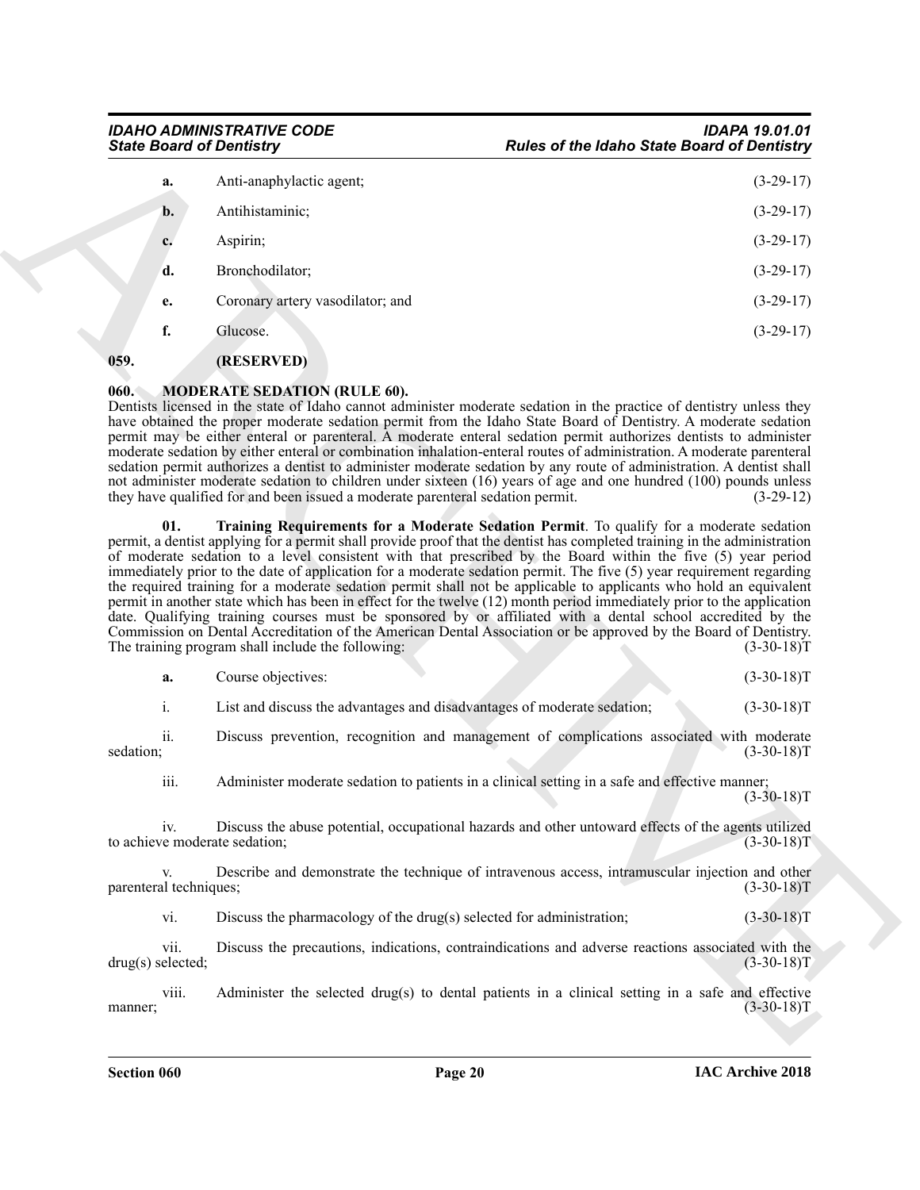**a.** Anti-anaphylactic agent; (3-29-17)

**b.** Antihistaminic; (3-29-17)

**c.** Aspirin; (3-29-17)

**d.** Bronchodilator; (3-29-17)

**e.** Coronary artery vasodilator; and (3-29-17)

**f.** Glucose. (3-29-17)

## 059. (RESERVED)

## 060. MODERATE SEDATION (RULE 60).

Dentists licensed in the state of Idaho cannot administer moderate sedation in the practice of dentistry unless they have obtained the proper moderate sedation permit from the Idaho State Board of Dentistry. A moderate sedation permit may be either enteral or parenteral. A moderate enteral sedation permit authorizes dentists to administer moderate sedation by either enteral or combination inhalation-enteral routes of administration. A moderate parenteral sedation permit authorizes a dentist to administer moderate sedation by any route of administration. A dentist shall not administer moderate sedation to children under sixteen (16) years of age and one hundred (100) pounds unless they have qualified for and been issued a moderate parenteral sedation permit. (3-29-12)

**01. Training Requirements for a Moderate Sedation Permit**. To qualify for a moderate sedation permit, a dentist applying for a permit shall provide proof that the dentist has completed training in the administration of moderate sedation to a level consistent with that prescribed by the Board within the five (5) year period immediately prior to the date of application for a moderate sedation permit. The five (5) year requirement regarding the required training for a moderate sedation permit shall not be applicable to applicants who hold an equivalent permit in another state which has been in effect for the twelve (12) month period immediately prior to the application date. Qualifying training courses must be sponsored by or affiliated with a dental school accredited by the Commission on Dental Accreditation of the American Dental Association or be approved by the Board of Dentistry. The training program shall include the following: (3-30-18)T

**a.** Course objectives: (3-30-18)T

i. List and discuss the advantages and disadvantages of moderate sedation; (3-30-18)T

ii. Discuss prevention, recognition and management of complications associated with moderate sedation; (3-30-18)T

iii. Administer moderate sedation to patients in a clinical setting in a safe and effective manner; (3-30-18)T

iv. Discuss the abuse potential, occupational hazards and other untoward effects of the agents utilized to achieve moderate sedation; (3-30-18)T

v. Describe and demonstrate the technique of intravenous access, intramuscular injection and other parenteral techniques; (3-30-18)T

vi. Discuss the pharmacology of the drug(s) selected for administration; (3-30-18)T

vii. Discuss the precautions, indications, contraindications and adverse reactions associated with the drug(s) selected; (3-30-18)T

viii. Administer the selected drug(s) to dental patients in a clinical setting in a safe and effective manner; (3-30-18)T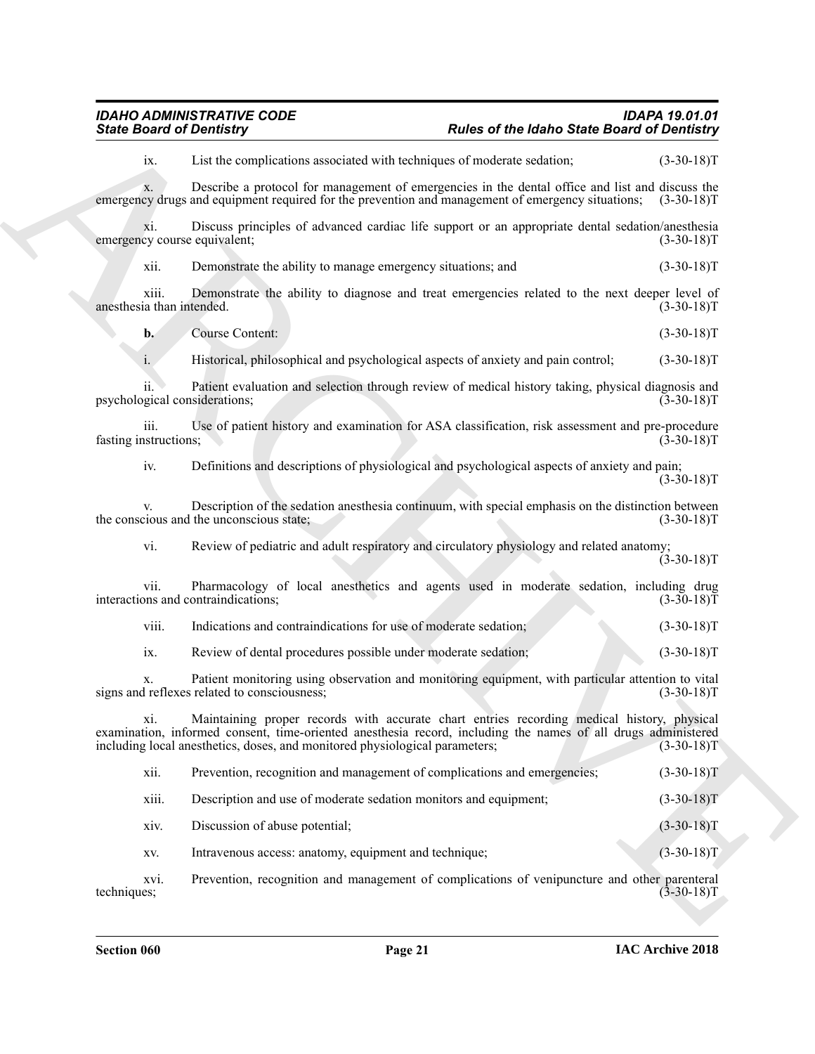ix. List the complications associated with techniques of moderate sedation; (3-30-18)T

x. Describe a protocol for management of emergencies in the dental office and list and discuss the emergency drugs and equipment required for the prevention and management of emergency situations; (3-30-18)T

xi. Discuss principles of advanced cardiac life support or an appropriate dental sedation/anesthesia emergency course equivalent; (3-30-18)T

xii. Demonstrate the ability to manage emergency situations; and (3-30-18)T

xiii. Demonstrate the ability to diagnose and treat emergencies related to the next deeper level of anesthesia than intended. (3-30-18)T

**b.** Course Content: (3-30-18)T

i. Historical, philosophical and psychological aspects of anxiety and pain control; (3-30-18)T

ii. Patient evaluation and selection through review of medical history taking, physical diagnosis and psychological considerations; (3-30-18)T

iii. Use of patient history and examination for ASA classification, risk assessment and pre-procedure fasting instructions; (3-30-18)T

iv. Definitions and descriptions of physiological and psychological aspects of anxiety and pain; (3-30-18)T

v. Description of the sedation anesthesia continuum, with special emphasis on the distinction between the conscious and the unconscious state; (3-30-18)T

vi. Review of pediatric and adult respiratory and circulatory physiology and related anatomy; (3-30-18)T

vii. Pharmacology of local anesthetics and agents used in moderate sedation, including drug interactions and contraindications; (3-30-18)T

viii. Indications and contraindications for use of moderate sedation; (3-30-18)T

ix. Review of dental procedures possible under moderate sedation; (3-30-18)T

x. Patient monitoring using observation and monitoring equipment, with particular attention to vital signs and reflexes related to consciousness; (3-30-18)T

xi. Maintaining proper records with accurate chart entries recording medical history, physical examination, informed consent, time-oriented anesthesia record, including the names of all drugs administered including local anesthetics, doses, and monitored physiological parameters; (3-30-18)T

xii. Prevention, recognition and management of complications and emergencies; (3-30-18)T

xiii. Description and use of moderate sedation monitors and equipment; (3-30-18)T

xiv. Discussion of abuse potential; (3-30-18)T

xv. Intravenous access: anatomy, equipment and technique; (3-30-18)T

xvi. Prevention, recognition and management of complications of venipuncture and other parenteral techniques; (3-30-18)T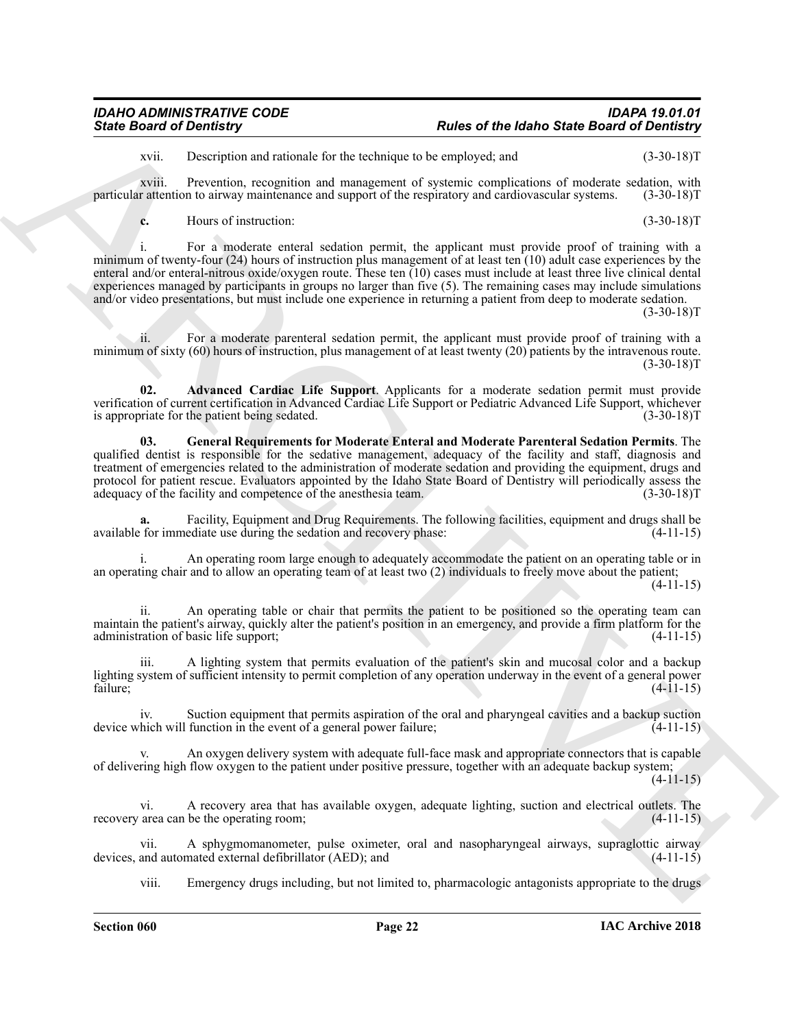xvii. Description and rationale for the technique to be employed; and (3-30-18)T

xviii. Prevention, recognition and management of systemic complications of moderate sedation, with particular attention to airway maintenance and support of the respiratory and cardiovascular systems. (3-30-18)T

**c.** Hours of instruction: (3-30-18)T

i. For a moderate enteral sedation permit, the applicant must provide proof of training with a minimum of twenty-four (24) hours of instruction plus management of at least ten (10) adult case experiences by the enteral and/or enteral-nitrous oxide/oxygen route. These ten (10) cases must include at least three live clinical dental experiences managed by participants in groups no larger than five (5). The remaining cases may include simulations and/or video presentations, but must include one experience in returning a patient from deep to moderate sedation. (3-30-18)T

ii. For a moderate parenteral sedation permit, the applicant must provide proof of training with a minimum of sixty (60) hours of instruction, plus management of at least twenty (20) patients by the intravenous route. (3-30-18)T

**02. Advanced Cardiac Life Support**. Applicants for a moderate sedation permit must provide verification of current certification in Advanced Cardiac Life Support or Pediatric Advanced Life Support, whichever is appropriate for the patient being sedated. (3-30-18)T

**03. General Requirements for Moderate Enteral and Moderate Parenteral Sedation Permits**. The qualified dentist is responsible for the sedative management, adequacy of the facility and staff, diagnosis and treatment of emergencies related to the administration of moderate sedation and providing the equipment, drugs and protocol for patient rescue. Evaluators appointed by the Idaho State Board of Dentistry will periodically assess the adequacy of the facility and competence of the anesthesia team. (3-30-18)T

**a.** Facility, Equipment and Drug Requirements. The following facilities, equipment and drugs shall be available for immediate use during the sedation and recovery phase: (4-11-15)

i. An operating room large enough to adequately accommodate the patient on an operating table or in an operating chair and to allow an operating team of at least two (2) individuals to freely move about the patient; (4-11-15)

ii. An operating table or chair that permits the patient to be positioned so the operating team can maintain the patient's airway, quickly alter the patient's position in an emergency, and provide a firm platform for the administration of basic life support; (4-11-15)

iii. A lighting system that permits evaluation of the patient's skin and mucosal color and a backup lighting system of sufficient intensity to permit completion of any operation underway in the event of a general power failure; (4-11-15)

iv. Suction equipment that permits aspiration of the oral and pharyngeal cavities and a backup suction device which will function in the event of a general power failure; (4-11-15)

v. An oxygen delivery system with adequate full-face mask and appropriate connectors that is capable of delivering high flow oxygen to the patient under positive pressure, together with an adequate backup system; (4-11-15)

vi. A recovery area that has available oxygen, adequate lighting, suction and electrical outlets. The recovery area can be the operating room; (4-11-15)

vii. A sphygmomanometer, pulse oximeter, oral and nasopharyngeal airways, supraglottic airway devices, and automated external defibrillator (AED); and (4-11-15)

viii. Emergency drugs including, but not limited to, pharmacologic antagonists appropriate to the drugs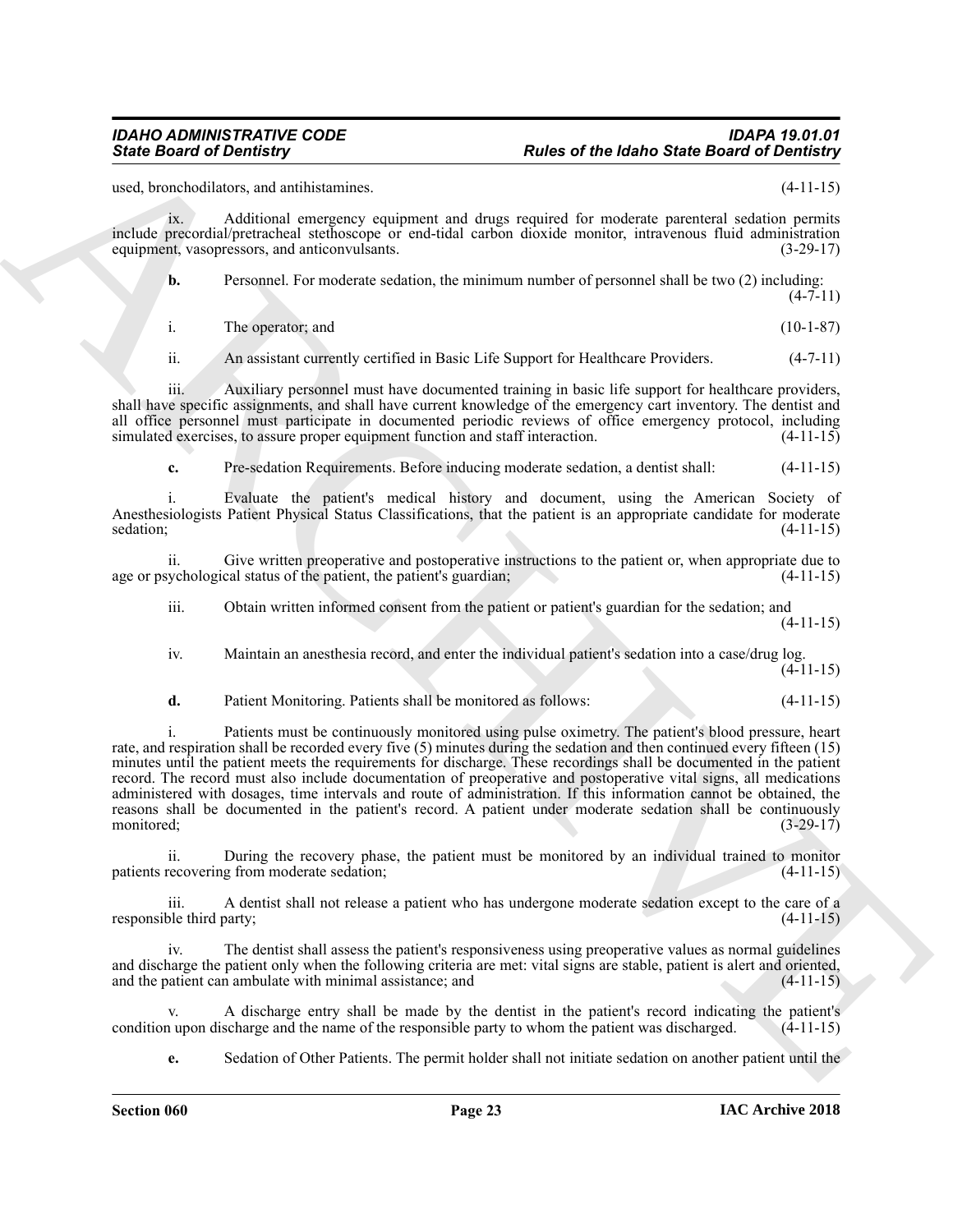used, bronchodilators, and antihistamines. (4-11-15)

ix. Additional emergency equipment and drugs required for moderate parenteral sedation permits include precordial/pretracheal stethoscope or end-tidal carbon dioxide monitor, intravenous fluid administration equipment, vasopressors, and anticonvulsants. (3-29-17)

**b.** Personnel. For moderate sedation, the minimum number of personnel shall be two (2) including: (4-7-11)

i. The operator; and (10-1-87)

ii. An assistant currently certified in Basic Life Support for Healthcare Providers. (4-7-11)

iii. Auxiliary personnel must have documented training in basic life support for healthcare providers, shall have specific assignments, and shall have current knowledge of the emergency cart inventory. The dentist and all office personnel must participate in documented periodic reviews of office emergency protocol, including simulated exercises, to assure proper equipment function and staff interaction. (4-11-15)

**c.** Pre-sedation Requirements. Before inducing moderate sedation, a dentist shall: (4-11-15)

i. Evaluate the patient's medical history and document, using the American Society of Anesthesiologists Patient Physical Status Classifications, that the patient is an appropriate candidate for moderate sedation; (4-11-15)

ii. Give written preoperative and postoperative instructions to the patient or, when appropriate due to age or psychological status of the patient, the patient's guardian; (4-11-15)

iii. Obtain written informed consent from the patient or patient's guardian for the sedation; and (4-11-15)

iv. Maintain an anesthesia record, and enter the individual patient's sedation into a case/drug log. (4-11-15)

**d.** Patient Monitoring. Patients shall be monitored as follows: (4-11-15)

i. Patients must be continuously monitored using pulse oximetry. The patient's blood pressure, heart rate, and respiration shall be recorded every five (5) minutes during the sedation and then continued every fifteen (15) minutes until the patient meets the requirements for discharge. These recordings shall be documented in the patient record. The record must also include documentation of preoperative and postoperative vital signs, all medications administered with dosages, time intervals and route of administration. If this information cannot be obtained, the reasons shall be documented in the patient's record. A patient under moderate sedation shall be continuously monitored; (3-29-17)

ii. During the recovery phase, the patient must be monitored by an individual trained to monitor patients recovering from moderate sedation; (4-11-15)

iii. A dentist shall not release a patient who has undergone moderate sedation except to the care of a responsible third party; (4-11-15)

iv. The dentist shall assess the patient's responsiveness using preoperative values as normal guidelines and discharge the patient only when the following criteria are met: vital signs are stable, patient is alert and oriented, and the patient can ambulate with minimal assistance; and (4-11-15)

v. A discharge entry shall be made by the dentist in the patient's record indicating the patient's condition upon discharge and the name of the responsible party to whom the patient was discharged. (4-11-15)

**e.** Sedation of Other Patients. The permit holder shall not initiate sedation on another patient until the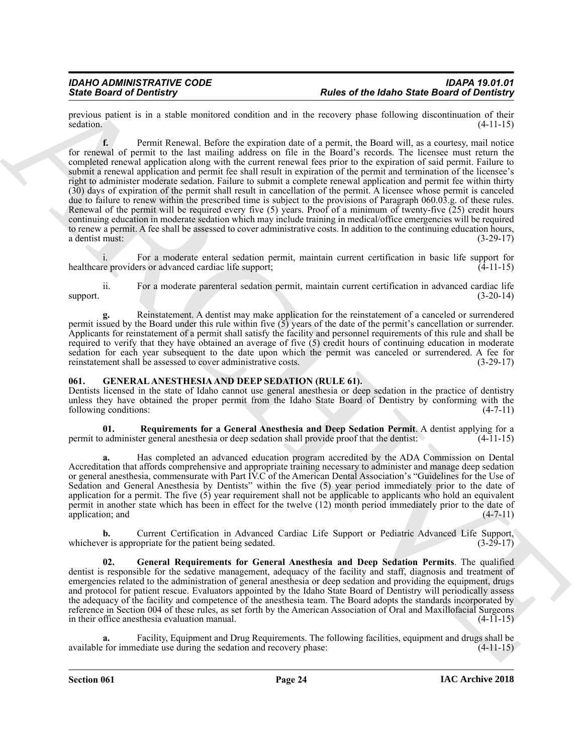previous patient is in a stable monitored condition and in the recovery phase following discontinuation of their sedation. (4-11-15)

**f.** Permit Renewal. Before the expiration date of a permit, the Board will, as a courtesy, mail notice for renewal of permit to the last mailing address on file in the Board's records. The licensee must return the completed renewal application along with the current renewal fees prior to the expiration of said permit. Failure to submit a renewal application and permit fee shall result in expiration of the permit and termination of the licensee's right to administer moderate sedation. Failure to submit a complete renewal application and permit fee within thirty (30) days of expiration of the permit shall result in cancellation of the permit. A licensee whose permit is canceled due to failure to renew within the prescribed time is subject to the provisions of Paragraph 060.03.g. of these rules. Renewal of the permit will be required every five (5) years. Proof of a minimum of twenty-five (25) credit hours continuing education in moderate sedation which may include training in medical/office emergencies will be required to renew a permit. A fee shall be assessed to cover administrative costs. In addition to the continuing education hours, a dentist must: (3-29-17)

i. For a moderate enteral sedation permit, maintain current certification in basic life support for healthcare providers or advanced cardiac life support; (4-11-15)

ii. For a moderate parenteral sedation permit, maintain current certification in advanced cardiac life support. (3-20-14)

**g.** Reinstatement. A dentist may make application for the reinstatement of a canceled or surrendered permit issued by the Board under this rule within five (5) years of the date of the permit's cancellation or surrender. Applicants for reinstatement of a permit shall satisfy the facility and personnel requirements of this rule and shall be required to verify that they have obtained an average of five (5) credit hours of continuing education in moderate sedation for each year subsequent to the date upon which the permit was canceled or surrendered. A fee for reinstatement shall be assessed to cover administrative costs. (3-29-17)

## 061. GENERAL ANESTHESIA AND DEEP SEDATION (RULE 61).

Dentists licensed in the state of Idaho cannot use general anesthesia or deep sedation in the practice of dentistry unless they have obtained the proper permit from the Idaho State Board of Dentistry by conforming with the following conditions: (4-7-11)

**01. Requirements for a General Anesthesia and Deep Sedation Permit**. A dentist applying for a permit to administer general anesthesia or deep sedation shall provide proof that the dentist: (4-11-15)

**a.** Has completed an advanced education program accredited by the ADA Commission on Dental Accreditation that affords comprehensive and appropriate training necessary to administer and manage deep sedation or general anesthesia, commensurate with Part IV.C of the American Dental Association's "Guidelines for the Use of Sedation and General Anesthesia by Dentists" within the five (5) year period immediately prior to the date of application for a permit. The five (5) year requirement shall not be applicable to applicants who hold an equivalent permit in another state which has been in effect for the twelve (12) month period immediately prior to the date of application; and (4-7-11)

**b.** Current Certification in Advanced Cardiac Life Support or Pediatric Advanced Life Support, whichever is appropriate for the patient being sedated. (3-29-17)

**02. General Requirements for General Anesthesia and Deep Sedation Permits**. The qualified dentist is responsible for the sedative management, adequacy of the facility and staff, diagnosis and treatment of emergencies related to the administration of general anesthesia or deep sedation and providing the equipment, drugs and protocol for patient rescue. Evaluators appointed by the Idaho State Board of Dentistry will periodically assess the adequacy of the facility and competence of the anesthesia team. The Board adopts the standards incorporated by reference in Section 004 of these rules, as set forth by the American Association of Oral and Maxillofacial Surgeons in their office anesthesia evaluation manual. (4-11-15)

**a.** Facility, Equipment and Drug Requirements. The following facilities, equipment and drugs shall be available for immediate use during the sedation and recovery phase: (4-11-15)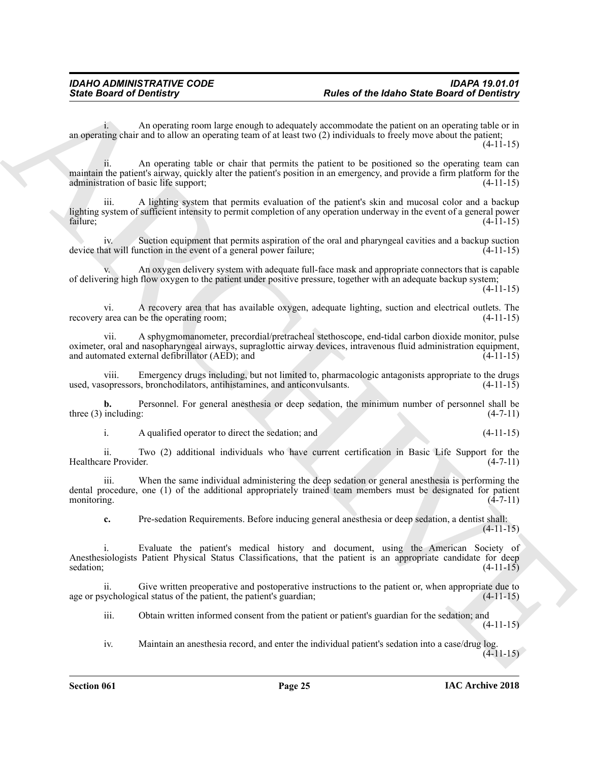i. An operating room large enough to adequately accommodate the patient on an operating table or in an operating chair and to allow an operating team of at least two (2) individuals to freely move about the patient; (4-11-15)

ii. An operating table or chair that permits the patient to be positioned so the operating team can maintain the patient's airway, quickly alter the patient's position in an emergency, and provide a firm platform for the administration of basic life support; (4-11-15)

iii. A lighting system that permits evaluation of the patient's skin and mucosal color and a backup lighting system of sufficient intensity to permit completion of any operation underway in the event of a general power failure; (4-11-15)

iv. Suction equipment that permits aspiration of the oral and pharyngeal cavities and a backup suction device that will function in the event of a general power failure; (4-11-15)

v. An oxygen delivery system with adequate full-face mask and appropriate connectors that is capable of delivering high flow oxygen to the patient under positive pressure, together with an adequate backup system; (4-11-15)

vi. A recovery area that has available oxygen, adequate lighting, suction and electrical outlets. The recovery area can be the operating room; (4-11-15)

vii. A sphygmomanometer, precordial/pretracheal stethoscope, end-tidal carbon dioxide monitor, pulse oximeter, oral and nasopharyngeal airways, supraglottic airway devices, intravenous fluid administration equipment, and automated external defibrillator (AED); and (4-11-15)

viii. Emergency drugs including, but not limited to, pharmacologic antagonists appropriate to the drugs used, vasopressors, bronchodilators, antihistamines, and anticonvulsants. (4-11-15)

**b.** Personnel. For general anesthesia or deep sedation, the minimum number of personnel shall be three (3) including: (4-7-11)

i. A qualified operator to direct the sedation; and (4-11-15)

ii. Two (2) additional individuals who have current certification in Basic Life Support for the Healthcare Provider. (4-7-11)

iii. When the same individual administering the deep sedation or general anesthesia is performing the dental procedure, one (1) of the additional appropriately trained team members must be designated for patient monitoring. (4-7-11)

**c.** Pre-sedation Requirements. Before inducing general anesthesia or deep sedation, a dentist shall: (4-11-15)

i. Evaluate the patient's medical history and document, using the American Society of Anesthesiologists Patient Physical Status Classifications, that the patient is an appropriate candidate for deep sedation; (4-11-15)

ii. Give written preoperative and postoperative instructions to the patient or, when appropriate due to age or psychological status of the patient, the patient's guardian; (4-11-15)

iii. Obtain written informed consent from the patient or patient's guardian for the sedation; and (4-11-15)

iv. Maintain an anesthesia record, and enter the individual patient's sedation into a case/drug log. (4-11-15)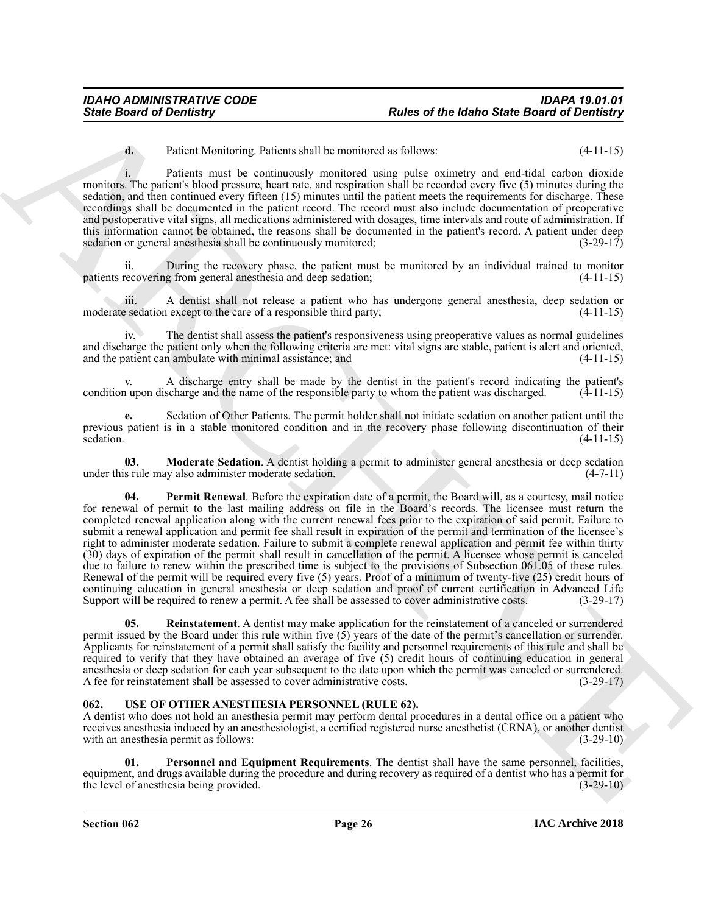**d.** Patient Monitoring. Patients shall be monitored as follows: (4-11-15)

i. Patients must be continuously monitored using pulse oximetry and end-tidal carbon dioxide monitors. The patient's blood pressure, heart rate, and respiration shall be recorded every five (5) minutes during the sedation, and then continued every fifteen (15) minutes until the patient meets the requirements for discharge. These recordings shall be documented in the patient record. The record must also include documentation of preoperative and postoperative vital signs, all medications administered with dosages, time intervals and route of administration. If this information cannot be obtained, the reasons shall be documented in the patient's record. A patient under deep sedation or general anesthesia shall be continuously monitored; (3-29-17)

ii. During the recovery phase, the patient must be monitored by an individual trained to monitor patients recovering from general anesthesia and deep sedation; (4-11-15)

iii. A dentist shall not release a patient who has undergone general anesthesia, deep sedation or moderate sedation except to the care of a responsible third party; (4-11-15)

iv. The dentist shall assess the patient's responsiveness using preoperative values as normal guidelines and discharge the patient only when the following criteria are met: vital signs are stable, patient is alert and oriented, and the patient can ambulate with minimal assistance; and (4-11-15)

v. A discharge entry shall be made by the dentist in the patient's record indicating the patient's condition upon discharge and the name of the responsible party to whom the patient was discharged. (4-11-15)

**e.** Sedation of Other Patients. The permit holder shall not initiate sedation on another patient until the previous patient is in a stable monitored condition and in the recovery phase following discontinuation of their sedation. (4-11-15)

**03. Moderate Sedation**. A dentist holding a permit to administer general anesthesia or deep sedation under this rule may also administer moderate sedation. (4-7-11)

**04. Permit Renewal**. Before the expiration date of a permit, the Board will, as a courtesy, mail notice for renewal of permit to the last mailing address on file in the Board's records. The licensee must return the completed renewal application along with the current renewal fees prior to the expiration of said permit. Failure to submit a renewal application and permit fee shall result in expiration of the permit and termination of the licensee's right to administer moderate sedation. Failure to submit a complete renewal application and permit fee within thirty (30) days of expiration of the permit shall result in cancellation of the permit. A licensee whose permit is canceled due to failure to renew within the prescribed time is subject to the provisions of Subsection 061.05 of these rules. Renewal of the permit will be required every five (5) years. Proof of a minimum of twenty-five (25) credit hours of continuing education in general anesthesia or deep sedation and proof of current certification in Advanced Life Support will be required to renew a permit. A fee shall be assessed to cover administrative costs. (3-29-17)

**05. Reinstatement**. A dentist may make application for the reinstatement of a canceled or surrendered permit issued by the Board under this rule within five (5) years of the date of the permit's cancellation or surrender. Applicants for reinstatement of a permit shall satisfy the facility and personnel requirements of this rule and shall be required to verify that they have obtained an average of five (5) credit hours of continuing education in general anesthesia or deep sedation for each year subsequent to the date upon which the permit was canceled or surrendered. A fee for reinstatement shall be assessed to cover administrative costs. (3-29-17)

## 062. USE OF OTHER ANESTHESIA PERSONNEL (RULE 62).

A dentist who does not hold an anesthesia permit may perform dental procedures in a dental office on a patient who receives anesthesia induced by an anesthesiologist, a certified registered nurse anesthetist (CRNA), or another dentist with an anesthesia permit as follows: (3-29-10)

**01. Personnel and Equipment Requirements**. The dentist shall have the same personnel, facilities, equipment, and drugs available during the procedure and during recovery as required of a dentist who has a permit for the level of anesthesia being provided. (3-29-10)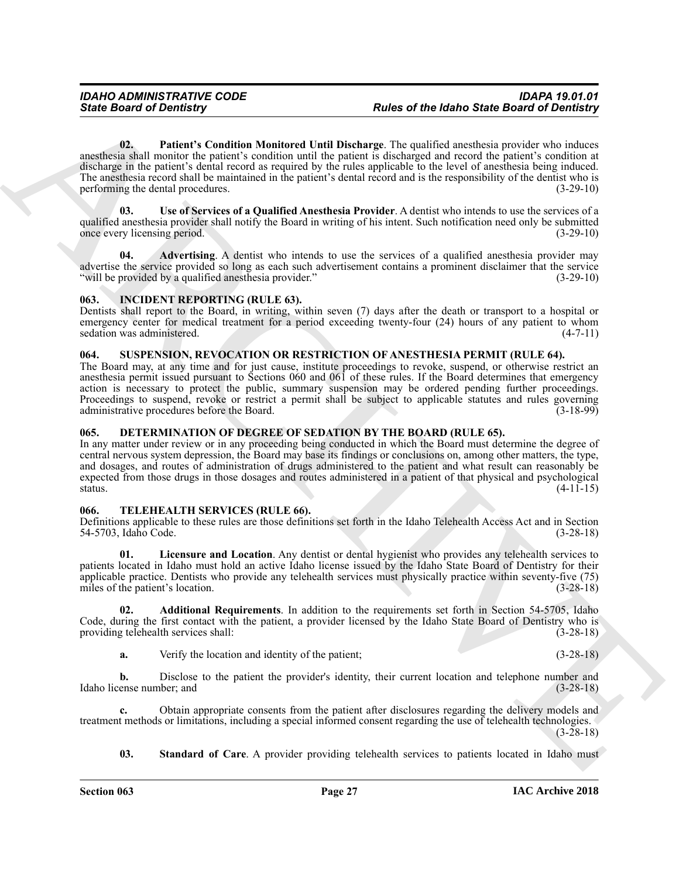**02. Patient's Condition Monitored Until Discharge**. The qualified anesthesia provider who induces anesthesia shall monitor the patient's condition until the patient is discharged and record the patient's condition at discharge in the patient's dental record as required by the rules applicable to the level of anesthesia being induced. The anesthesia record shall be maintained in the patient's dental record and is the responsibility of the dentist who is performing the dental procedures. (3-29-10)

**03. Use of Services of a Qualified Anesthesia Provider**. A dentist who intends to use the services of a qualified anesthesia provider shall notify the Board in writing of his intent. Such notification need only be submitted once every licensing period. (3-29-10)

**04. Advertising**. A dentist who intends to use the services of a qualified anesthesia provider may advertise the service provided so long as each such advertisement contains a prominent disclaimer that the service "will be provided by a qualified anesthesia provider." (3-29-10)

### 063. INCIDENT REPORTING (RULE 63).

Dentists shall report to the Board, in writing, within seven (7) days after the death or transport to a hospital or emergency center for medical treatment for a period exceeding twenty-four (24) hours of any patient to whom sedation was administered. (4-7-11)

### 064. SUSPENSION, REVOCATION OR RESTRICTION OF ANESTHESIA PERMIT (RULE 64).

The Board may, at any time and for just cause, institute proceedings to revoke, suspend, or otherwise restrict an anesthesia permit issued pursuant to Sections 060 and 061 of these rules. If the Board determines that emergency action is necessary to protect the public, summary suspension may be ordered pending further proceedings. Proceedings to suspend, revoke or restrict a permit shall be subject to applicable statutes and rules governing administrative procedures before the Board. (3-18-99)

### 065. DETERMINATION OF DEGREE OF SEDATION BY THE BOARD (RULE 65).

In any matter under review or in any proceeding being conducted in which the Board must determine the degree of central nervous system depression, the Board may base its findings or conclusions on, among other matters, the type, and dosages, and routes of administration of drugs administered to the patient and what result can reasonably be expected from those drugs in those dosages and routes administered in a patient of that physical and psychological status. (4-11-15)

### 066. TELEHEALTH SERVICES (RULE 66).

Definitions applicable to these rules are those definitions set forth in the Idaho Telehealth Access Act and in Section 54-5703, Idaho Code. (3-28-18)

**01. Licensure and Location**. Any dentist or dental hygienist who provides any telehealth services to patients located in Idaho must hold an active Idaho license issued by the Idaho State Board of Dentistry for their applicable practice. Dentists who provide any telehealth services must physically practice within seventy-five (75) miles of the patient's location. (3-28-18)

**02. Additional Requirements**. In addition to the requirements set forth in Section 54-5705, Idaho Code, during the first contact with the patient, a provider licensed by the Idaho State Board of Dentistry who is providing telehealth services shall: (3-28-18)

**a.** Verify the location and identity of the patient; (3-28-18)

**b.** Disclose to the patient the provider's identity, their current location and telephone number and Idaho license number; and (3-28-18)

**c.** Obtain appropriate consents from the patient after disclosures regarding the delivery models and treatment methods or limitations, including a special informed consent regarding the use of telehealth technologies. (3-28-18)

**03. Standard of Care**. A provider providing telehealth services to patients located in Idaho must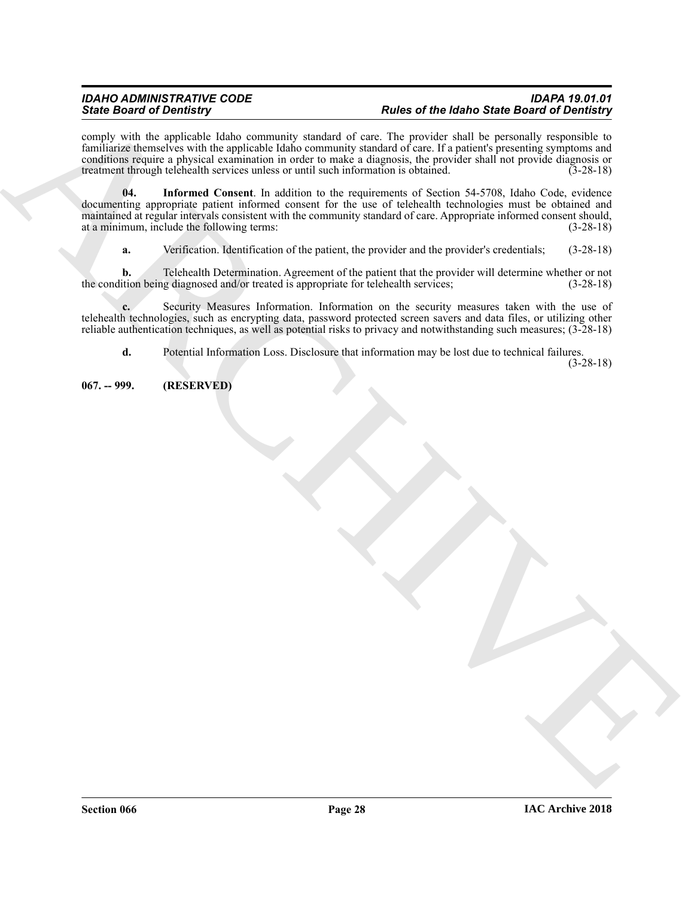comply with the applicable Idaho community standard of care. The provider shall be personally responsible to familiarize themselves with the applicable Idaho community standard of care. If a patient's presenting symptoms and conditions require a physical examination in order to make a diagnosis, the provider shall not provide diagnosis or treatment through telehealth services unless or until such information is obtained. (3-28-18)

**04. Informed Consent**. In addition to the requirements of Section 54-5708, Idaho Code, evidence documenting appropriate patient informed consent for the use of telehealth technologies must be obtained and maintained at regular intervals consistent with the community standard of care. Appropriate informed consent should, at a minimum, include the following terms: (3-28-18)

**a.** Verification. Identification of the patient, the provider and the provider's credentials; (3-28-18)

**b.** Telehealth Determination. Agreement of the patient that the provider will determine whether or not the condition being diagnosed and/or treated is appropriate for telehealth services; (3-28-18)

**c.** Security Measures Information. Information on the security measures taken with the use of telehealth technologies, such as encrypting data, password protected screen savers and data files, or utilizing other reliable authentication techniques, as well as potential risks to privacy and notwithstanding such measures; (3-28-18)

**d.** Potential Information Loss. Disclosure that information may be lost due to technical failures. (3-28-18)

**067. -- 999. (RESERVED)**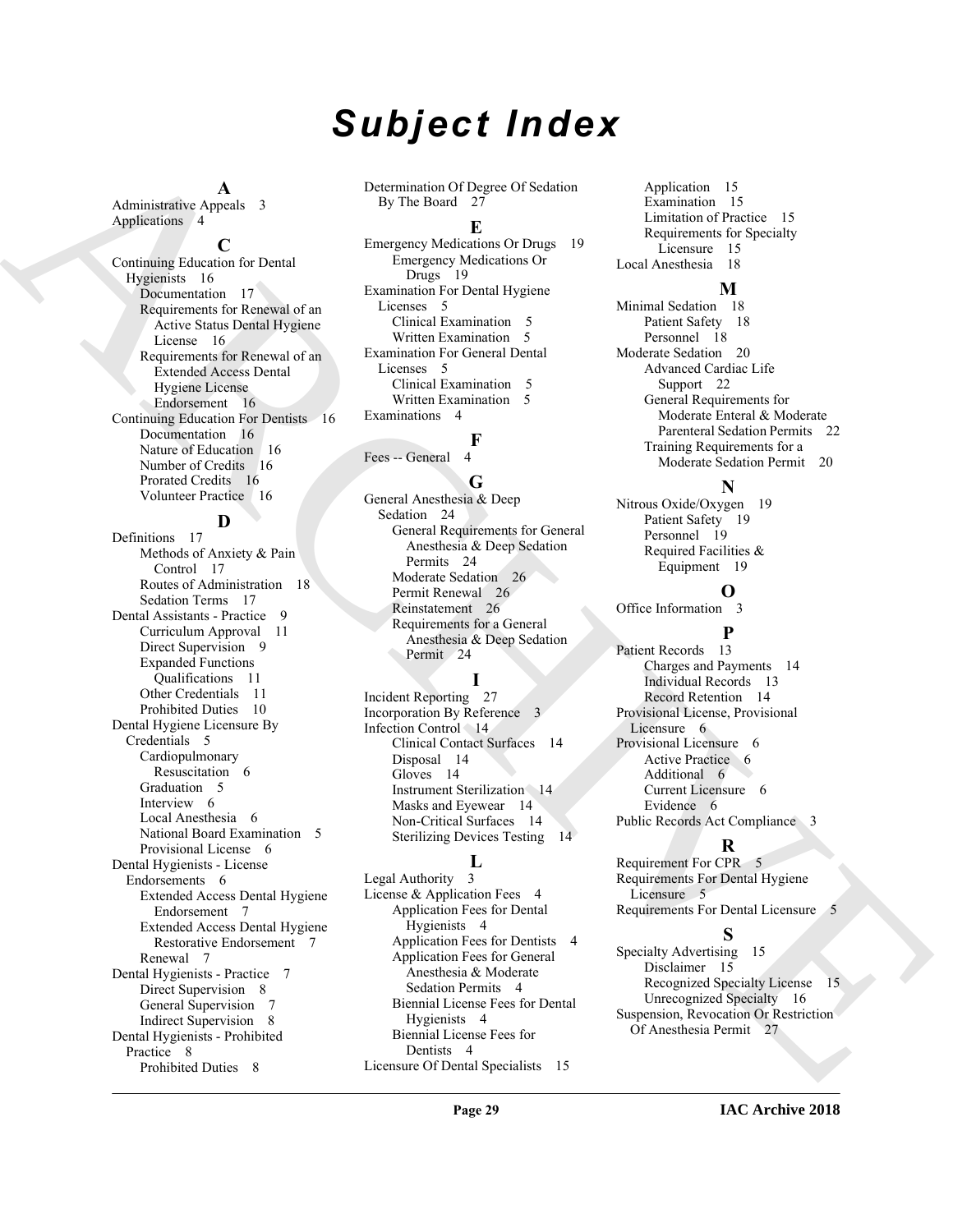# Subject Index

**A**

Administrative Appeals 3
Applications 4

**C**

Continuing Education for Dental Hygienists 16
- Documentation 17
- Requirements for Renewal of an Active Status Dental Hygiene License 16
- Requirements for Renewal of an Extended Access Dental Hygiene License Endorsement 16

Continuing Education For Dentists 16
- Documentation 16
- Nature of Education 16
- Number of Credits 16
- Prorated Credits 16
- Volunteer Practice 16

**D**

Definitions 17
- Methods of Anxiety & Pain Control 17
- Routes of Administration 18
- Sedation Terms 17

Dental Assistants - Practice 9
- Curriculum Approval 11
- Direct Supervision 9
- Expanded Functions Qualifications 11
- Other Credentials 11
- Prohibited Duties 10

Dental Hygiene Licensure By Credentials 5
- Cardiopulmonary Resuscitation 6
- Graduation 5
- Interview 6
- Local Anesthesia 6
- National Board Examination 5
- Provisional License 6

Dental Hygienists - License Endorsements 6
- Extended Access Dental Hygiene Endorsement 7
- Extended Access Dental Hygiene Restorative Endorsement 7
- Renewal 7

Dental Hygienists - Practice 7
- Direct Supervision 8
- General Supervision 7
- Indirect Supervision 8

Dental Hygienists - Prohibited Practice 8
- Prohibited Duties 8

Determination Of Degree Of Sedation By The Board 27

**E**

Emergency Medications Or Drugs 19
- Emergency Medications Or Drugs 19

Examination For Dental Hygiene Licenses 5
- Clinical Examination 5
- Written Examination 5

Examination For General Dental Licenses 5
- Clinical Examination 5
- Written Examination 5

Examinations 4

**F**

Fees -- General 4

**G**

General Anesthesia & Deep Sedation 24
- General Requirements for General Anesthesia & Deep Sedation Permits 24
- Moderate Sedation 26
- Permit Renewal 26
- Reinstatement 26
- Requirements for a General Anesthesia & Deep Sedation Permit 24

**I**

Incident Reporting 27
Incorporation By Reference 3
Infection Control 14
- Clinical Contact Surfaces 14
- Disposal 14
- Gloves 14
- Instrument Sterilization 14
- Masks and Eyewear 14
- Non-Critical Surfaces 14
- Sterilizing Devices Testing 14

**L**

Legal Authority 3
License & Application Fees 4
- Application Fees for Dental Hygienists 4
- Application Fees for Dentists 4
- Application Fees for General Anesthesia & Moderate Sedation Permits 4
- Biennial License Fees for Dental Hygienists 4
- Biennial License Fees for Dentists 4

Licensure Of Dental Specialists 15
- Application 15
- Examination 15
- Limitation of Practice 15
- Requirements for Specialty Licensure 15

Local Anesthesia 18

**M**

Minimal Sedation 18
- Patient Safety 18
- Personnel 18

Moderate Sedation 20
- Advanced Cardiac Life Support 22
- General Requirements for Moderate Enteral & Moderate Parenteral Sedation Permits 22
- Training Requirements for a Moderate Sedation Permit 20

**N**

Nitrous Oxide/Oxygen 19
- Patient Safety 19
- Personnel 19
- Required Facilities & Equipment 19

**O**

Office Information 3

**P**

Patient Records 13
- Charges and Payments 14
- Individual Records 13
- Record Retention 14

Provisional License, Provisional Licensure 6
Provisional Licensure 6
- Active Practice 6
- Additional 6
- Current Licensure 6
- Evidence 6

Public Records Act Compliance 3

**R**

Requirement For CPR 5
Requirements For Dental Hygiene Licensure 5
Requirements For Dental Licensure 5

**S**

Specialty Advertising 15
- Disclaimer 15
- Recognized Specialty License 15
- Unrecognized Specialty 16

Suspension, Revocation Or Restriction Of Anesthesia Permit 27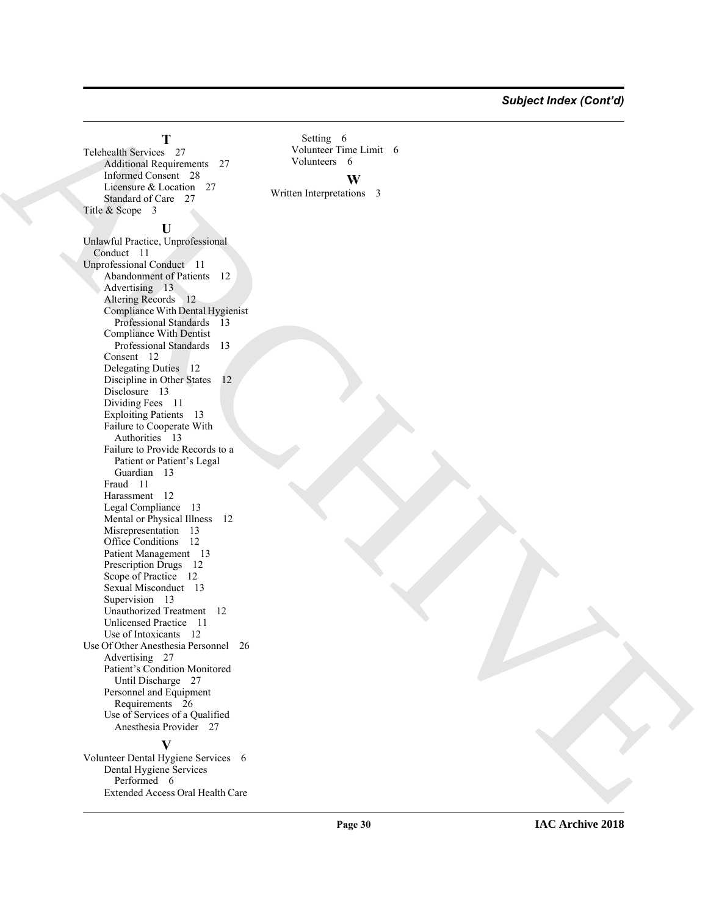## T

Telehealth Services 27
- Additional Requirements 27
- Informed Consent 28
- Licensure & Location 27
- Standard of Care 27

Title & Scope 3

## U

Unlawful Practice, Unprofessional Conduct 11

Unprofessional Conduct 11
- Abandonment of Patients 12
- Advertising 13
- Altering Records 12
- Compliance With Dental Hygienist Professional Standards 13
- Compliance With Dentist Professional Standards 13
- Consent 12
- Delegating Duties 12
- Discipline in Other States 12
- Disclosure 13
- Dividing Fees 11
- Exploiting Patients 13
- Failure to Cooperate With Authorities 13
- Failure to Provide Records to a Patient or Patient's Legal Guardian 13
- Fraud 11
- Harassment 12
- Legal Compliance 13
- Mental or Physical Illness 12
- Misrepresentation 13
- Office Conditions 12
- Patient Management 13
- Prescription Drugs 12
- Scope of Practice 12
- Sexual Misconduct 13
- Supervision 13
- Unauthorized Treatment 12
- Unlicensed Practice 11
- Use of Intoxicants 12

Use Of Other Anesthesia Personnel 26
- Advertising 27
- Patient's Condition Monitored Until Discharge 27
- Personnel and Equipment Requirements 26
- Use of Services of a Qualified Anesthesia Provider 27

## V

Volunteer Dental Hygiene Services 6
- Dental Hygiene Services Performed 6
- Extended Access Oral Health Care Setting 6
- Volunteer Time Limit 6
- Volunteers 6

## W

Written Interpretations 3